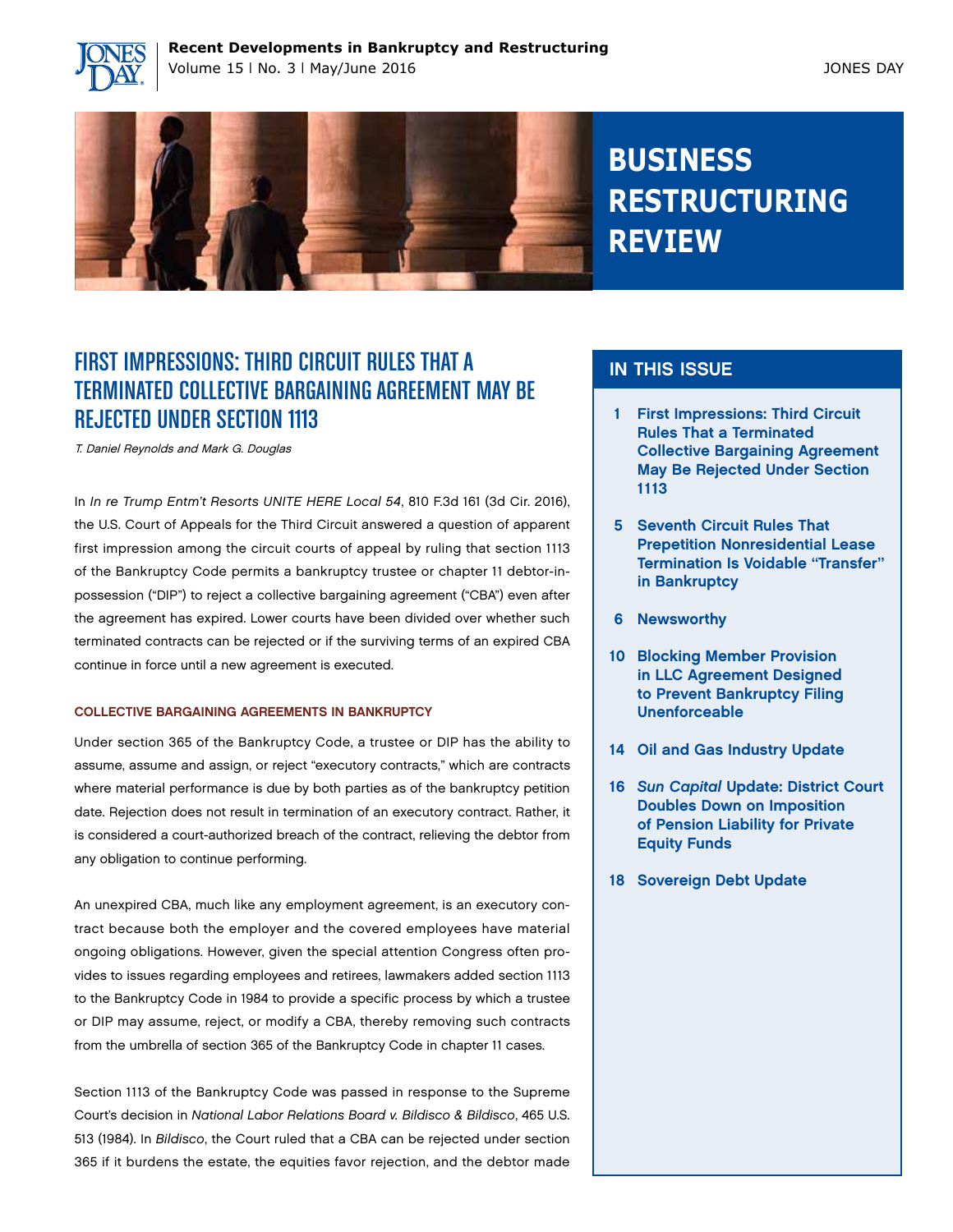# BUSINESS RESTRUCTURING REVIEW

## FIRST IMPRESSIONS: THIRD CIRCUIT RULES THAT A TERMINATED COLLECTIVE BARGAINING AGREEMENT MAY BE REJECTED UNDER SECTION 1113

*T. Daniel Reynolds and Mark G. Douglas*

In *In re Trump Entm't Resorts UNITE HERE Local 54*, 810 F.3d 161 (3d Cir. 2016), the U.S. Court of Appeals for the Third Circuit answered a question of apparent first impression among the circuit courts of appeal by ruling that section 1113 of the Bankruptcy Code permits a bankruptcy trustee or chapter 11 debtor-in-possession ("DIP") to reject a collective bargaining agreement ("CBA") even after the agreement has expired. Lower courts have been divided over whether such terminated contracts can be rejected or if the surviving terms of an expired CBA continue in force until a new agreement is executed.

### COLLECTIVE BARGAINING AGREEMENTS IN BANKRUPTCY

Under section 365 of the Bankruptcy Code, a trustee or DIP has the ability to assume, assume and assign, or reject "executory contracts," which are contracts where material performance is due by both parties as of the bankruptcy petition date. Rejection does not result in termination of an executory contract. Rather, it is considered a court-authorized breach of the contract, relieving the debtor from any obligation to continue performing.

An unexpired CBA, much like any employment agreement, is an executory contract because both the employer and the covered employees have material ongoing obligations. However, given the special attention Congress often provides to issues regarding employees and retirees, lawmakers added section 1113 to the Bankruptcy Code in 1984 to provide a specific process by which a trustee or DIP may assume, reject, or modify a CBA, thereby removing such contracts from the umbrella of section 365 of the Bankruptcy Code in chapter 11 cases.

Section 1113 of the Bankruptcy Code was passed in response to the Supreme Court's decision in *National Labor Relations Board v. Bildisco & Bildisco*, 465 U.S. 513 (1984). In *Bildisco*, the Court ruled that a CBA can be rejected under section 365 if it burdens the estate, the equities favor rejection, and the debtor made

## IN THIS ISSUE

- **1** First Impressions: Third Circuit Rules That a Terminated Collective Bargaining Agreement May Be Rejected Under Section 1113
- **5** Seventh Circuit Rules That Prepetition Nonresidential Lease Termination Is Voidable "Transfer" in Bankruptcy
- **6** Newsworthy
- **10** Blocking Member Provision in LLC Agreement Designed to Prevent Bankruptcy Filing Unenforceable
- **14** Oil and Gas Industry Update
- **16** *Sun Capital* Update: District Court Doubles Down on Imposition of Pension Liability for Private Equity Funds
- **18** Sovereign Debt Update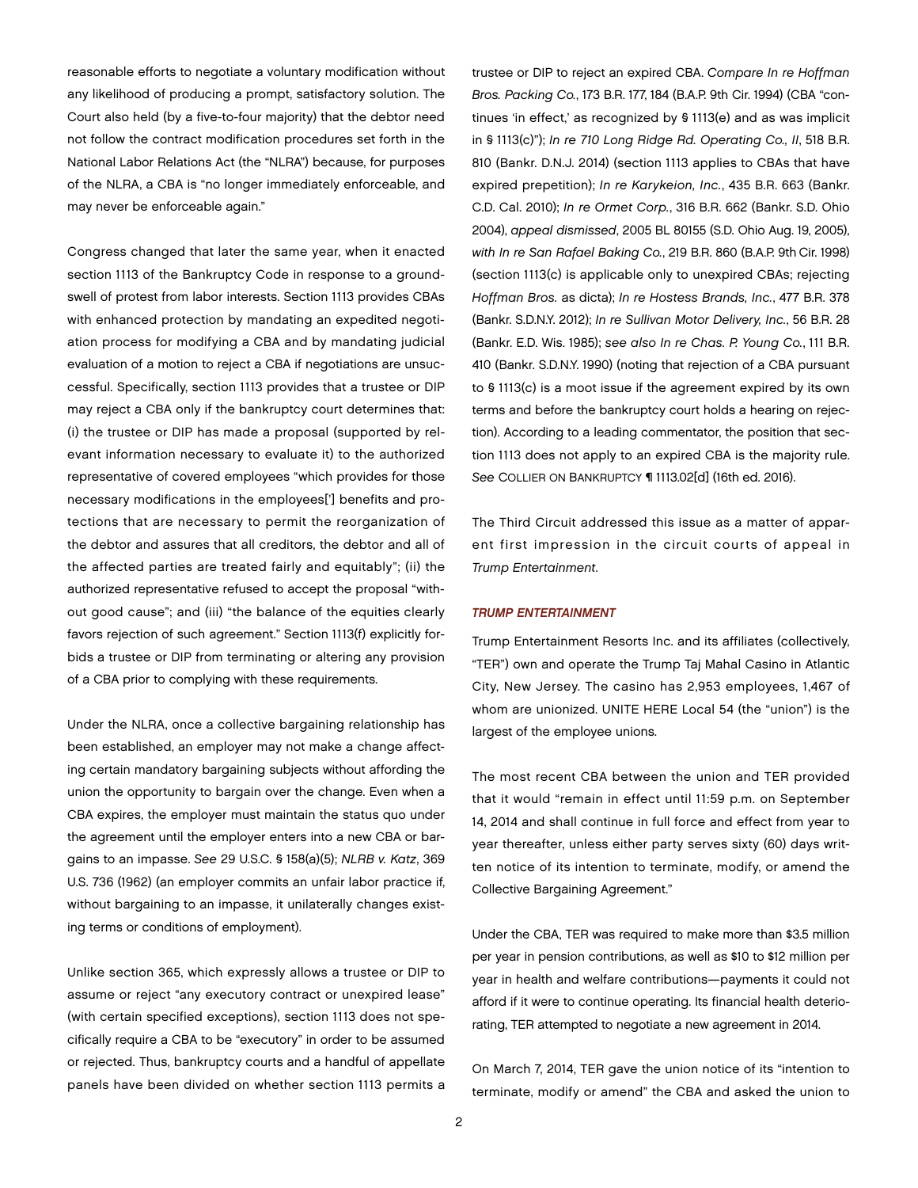reasonable efforts to negotiate a voluntary modification without any likelihood of producing a prompt, satisfactory solution. The Court also held (by a five-to-four majority) that the debtor need not follow the contract modification procedures set forth in the National Labor Relations Act (the "NLRA") because, for purposes of the NLRA, a CBA is "no longer immediately enforceable, and may never be enforceable again."

Congress changed that later the same year, when it enacted section 1113 of the Bankruptcy Code in response to a groundswell of protest from labor interests. Section 1113 provides CBAs with enhanced protection by mandating an expedited negotiation process for modifying a CBA and by mandating judicial evaluation of a motion to reject a CBA if negotiations are unsuccessful. Specifically, section 1113 provides that a trustee or DIP may reject a CBA only if the bankruptcy court determines that: (i) the trustee or DIP has made a proposal (supported by relevant information necessary to evaluate it) to the authorized representative of covered employees "which provides for those necessary modifications in the employees['] benefits and protections that are necessary to permit the reorganization of the debtor and assures that all creditors, the debtor and all of the affected parties are treated fairly and equitably"; (ii) the authorized representative refused to accept the proposal "without good cause"; and (iii) "the balance of the equities clearly favors rejection of such agreement." Section 1113(f) explicitly forbids a trustee or DIP from terminating or altering any provision of a CBA prior to complying with these requirements.

Under the NLRA, once a collective bargaining relationship has been established, an employer may not make a change affecting certain mandatory bargaining subjects without affording the union the opportunity to bargain over the change. Even when a CBA expires, the employer must maintain the status quo under the agreement until the employer enters into a new CBA or bargains to an impasse. *See* 29 U.S.C. § 158(a)(5); *NLRB v. Katz*, 369 U.S. 736 (1962) (an employer commits an unfair labor practice if, without bargaining to an impasse, it unilaterally changes existing terms or conditions of employment).

Unlike section 365, which expressly allows a trustee or DIP to assume or reject "any executory contract or unexpired lease" (with certain specified exceptions), section 1113 does not specifically require a CBA to be "executory" in order to be assumed or rejected. Thus, bankruptcy courts and a handful of appellate panels have been divided on whether section 1113 permits a trustee or DIP to reject an expired CBA. *Compare In re Hoffman Bros. Packing Co.*, 173 B.R. 177, 184 (B.A.P. 9th Cir. 1994) (CBA "continues 'in effect,' as recognized by § 1113(e) and as was implicit in § 1113(c)"); *In re 710 Long Ridge Rd. Operating Co., II*, 518 B.R. 810 (Bankr. D.N.J. 2014) (section 1113 applies to CBAs that have expired prepetition); *In re Karykeion, Inc.*, 435 B.R. 663 (Bankr. C.D. Cal. 2010); *In re Ormet Corp.*, 316 B.R. 662 (Bankr. S.D. Ohio 2004), *appeal dismissed*, 2005 BL 80155 (S.D. Ohio Aug. 19, 2005), *with In re San Rafael Baking Co.*, 219 B.R. 860 (B.A.P. 9th Cir. 1998) (section 1113(c) is applicable only to unexpired CBAs; rejecting *Hoffman Bros.* as dicta); *In re Hostess Brands, Inc.*, 477 B.R. 378 (Bankr. S.D.N.Y. 2012); *In re Sullivan Motor Delivery, Inc.*, 56 B.R. 28 (Bankr. E.D. Wis. 1985); *see also In re Chas. P. Young Co.*, 111 B.R. 410 (Bankr. S.D.N.Y. 1990) (noting that rejection of a CBA pursuant to § 1113(c) is a moot issue if the agreement expired by its own terms and before the bankruptcy court holds a hearing on rejection). According to a leading commentator, the position that section 1113 does not apply to an expired CBA is the majority rule. *See* COLLIER ON BANKRUPTCY ¶ 1113.02[d] (16th ed. 2016).

The Third Circuit addressed this issue as a matter of apparent first impression in the circuit courts of appeal in *Trump Entertainment*.

### *TRUMP ENTERTAINMENT*

Trump Entertainment Resorts Inc. and its affiliates (collectively, "TER") own and operate the Trump Taj Mahal Casino in Atlantic City, New Jersey. The casino has 2,953 employees, 1,467 of whom are unionized. UNITE HERE Local 54 (the "union") is the largest of the employee unions.

The most recent CBA between the union and TER provided that it would "remain in effect until 11:59 p.m. on September 14, 2014 and shall continue in full force and effect from year to year thereafter, unless either party serves sixty (60) days written notice of its intention to terminate, modify, or amend the Collective Bargaining Agreement."

Under the CBA, TER was required to make more than $3.5 million per year in pension contributions, as well as $10 to $12 million per year in health and welfare contributions—payments it could not afford if it were to continue operating. Its financial health deteriorating, TER attempted to negotiate a new agreement in 2014.

On March 7, 2014, TER gave the union notice of its "intention to terminate, modify or amend" the CBA and asked the union to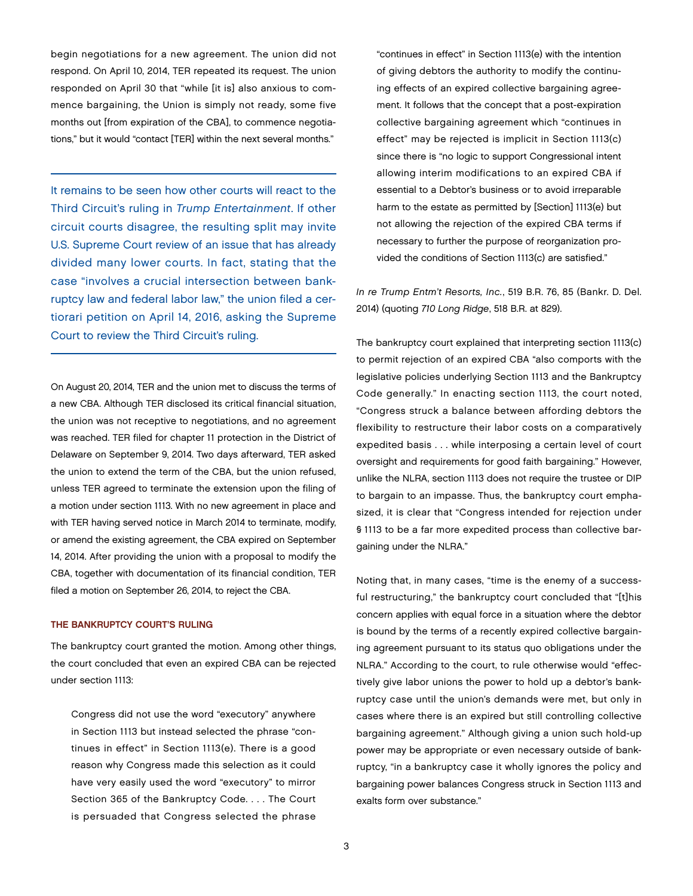begin negotiations for a new agreement. The union did not respond. On April 10, 2014, TER repeated its request. The union responded on April 30 that "while [it is] also anxious to commence bargaining, the Union is simply not ready, some five months out [from expiration of the CBA], to commence negotiations," but it would "contact [TER] within the next several months."

> It remains to be seen how other courts will react to the Third Circuit's ruling in *Trump Entertainment*. If other circuit courts disagree, the resulting split may invite U.S. Supreme Court review of an issue that has already divided many lower courts. In fact, stating that the case "involves a crucial intersection between bankruptcy law and federal labor law," the union filed a certiorari petition on April 14, 2016, asking the Supreme Court to review the Third Circuit's ruling.

On August 20, 2014, TER and the union met to discuss the terms of a new CBA. Although TER disclosed its critical financial situation, the union was not receptive to negotiations, and no agreement was reached. TER filed for chapter 11 protection in the District of Delaware on September 9, 2014. Two days afterward, TER asked the union to extend the term of the CBA, but the union refused, unless TER agreed to terminate the extension upon the filing of a motion under section 1113. With no new agreement in place and with TER having served notice in March 2014 to terminate, modify, or amend the existing agreement, the CBA expired on September 14, 2014. After providing the union with a proposal to modify the CBA, together with documentation of its financial condition, TER filed a motion on September 26, 2014, to reject the CBA.

### THE BANKRUPTCY COURT'S RULING

The bankruptcy court granted the motion. Among other things, the court concluded that even an expired CBA can be rejected under section 1113:

> Congress did not use the word "executory" anywhere in Section 1113 but instead selected the phrase "continues in effect" in Section 1113(e). There is a good reason why Congress made this selection as it could have very easily used the word "executory" to mirror Section 365 of the Bankruptcy Code. . . . The Court is persuaded that Congress selected the phrase "continues in effect" in Section 1113(e) with the intention of giving debtors the authority to modify the continuing effects of an expired collective bargaining agreement. It follows that the concept that a post-expiration collective bargaining agreement which "continues in effect" may be rejected is implicit in Section 1113(c) since there is "no logic to support Congressional intent allowing interim modifications to an expired CBA if essential to a Debtor's business or to avoid irreparable harm to the estate as permitted by [Section] 1113(e) but not allowing the rejection of the expired CBA terms if necessary to further the purpose of reorganization provided the conditions of Section 1113(c) are satisfied."

*In re Trump Entm't Resorts, Inc.*, 519 B.R. 76, 85 (Bankr. D. Del. 2014) (quoting *710 Long Ridge*, 518 B.R. at 829).

The bankruptcy court explained that interpreting section 1113(c) to permit rejection of an expired CBA "also comports with the legislative policies underlying Section 1113 and the Bankruptcy Code generally." In enacting section 1113, the court noted, "Congress struck a balance between affording debtors the flexibility to restructure their labor costs on a comparatively expedited basis . . . while interposing a certain level of court oversight and requirements for good faith bargaining." However, unlike the NLRA, section 1113 does not require the trustee or DIP to bargain to an impasse. Thus, the bankruptcy court emphasized, it is clear that "Congress intended for rejection under § 1113 to be a far more expedited process than collective bargaining under the NLRA."

Noting that, in many cases, "time is the enemy of a successful restructuring," the bankruptcy court concluded that "[t]his concern applies with equal force in a situation where the debtor is bound by the terms of a recently expired collective bargaining agreement pursuant to its status quo obligations under the NLRA." According to the court, to rule otherwise would "effectively give labor unions the power to hold up a debtor's bankruptcy case until the union's demands were met, but only in cases where there is an expired but still controlling collective bargaining agreement." Although giving a union such hold-up power may be appropriate or even necessary outside of bankruptcy, "in a bankruptcy case it wholly ignores the policy and bargaining power balances Congress struck in Section 1113 and exalts form over substance."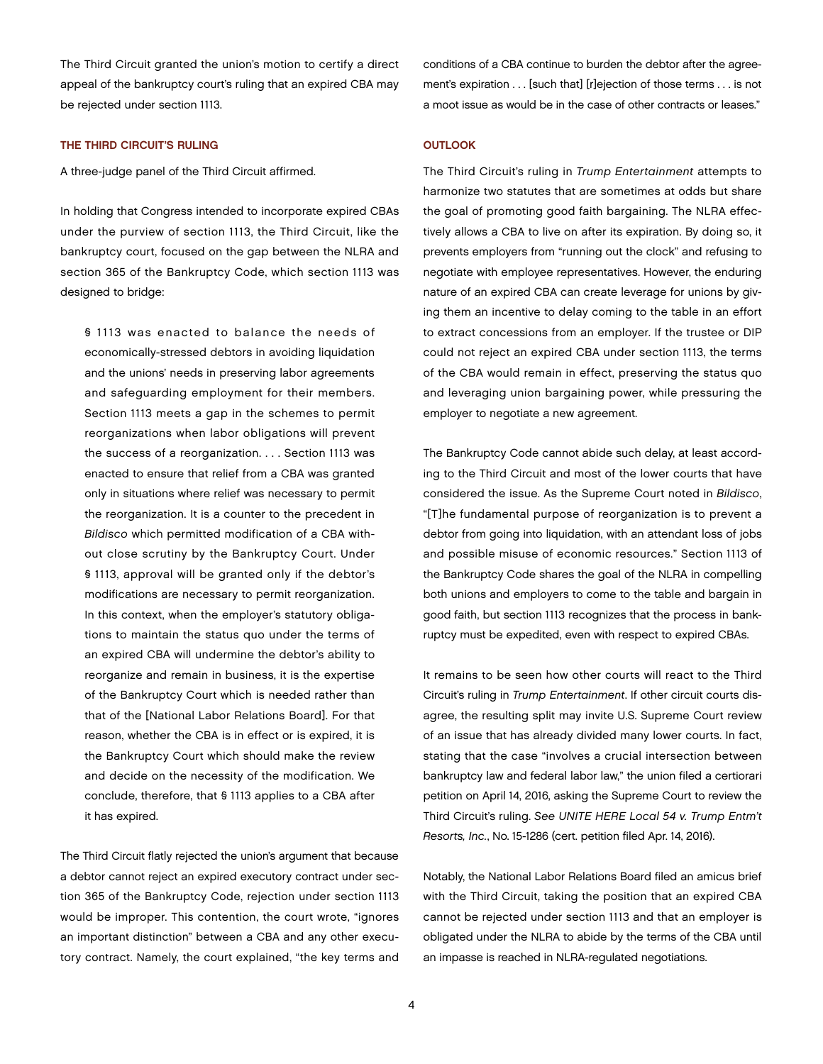The Third Circuit granted the union's motion to certify a direct appeal of the bankruptcy court's ruling that an expired CBA may be rejected under section 1113.

## THE THIRD CIRCUIT'S RULING

A three-judge panel of the Third Circuit affirmed.

In holding that Congress intended to incorporate expired CBAs under the purview of section 1113, the Third Circuit, like the bankruptcy court, focused on the gap between the NLRA and section 365 of the Bankruptcy Code, which section 1113 was designed to bridge:

> § 1113 was enacted to balance the needs of economically-stressed debtors in avoiding liquidation and the unions' needs in preserving labor agreements and safeguarding employment for their members. Section 1113 meets a gap in the schemes to permit reorganizations when labor obligations will prevent the success of a reorganization. . . . Section 1113 was enacted to ensure that relief from a CBA was granted only in situations where relief was necessary to permit the reorganization. It is a counter to the precedent in *Bildisco* which permitted modification of a CBA without close scrutiny by the Bankruptcy Court. Under § 1113, approval will be granted only if the debtor's modifications are necessary to permit reorganization. In this context, when the employer's statutory obligations to maintain the status quo under the terms of an expired CBA will undermine the debtor's ability to reorganize and remain in business, it is the expertise of the Bankruptcy Court which is needed rather than that of the [National Labor Relations Board]. For that reason, whether the CBA is in effect or is expired, it is the Bankruptcy Court which should make the review and decide on the necessity of the modification. We conclude, therefore, that § 1113 applies to a CBA after it has expired.

The Third Circuit flatly rejected the union's argument that because a debtor cannot reject an expired executory contract under section 365 of the Bankruptcy Code, rejection under section 1113 would be improper. This contention, the court wrote, "ignores an important distinction" between a CBA and any other executory contract. Namely, the court explained, "the key terms and conditions of a CBA continue to burden the debtor after the agreement's expiration . . . [such that] [r]ejection of those terms . . . is not a moot issue as would be in the case of other contracts or leases."

## OUTLOOK

The Third Circuit's ruling in *Trump Entertainment* attempts to harmonize two statutes that are sometimes at odds but share the goal of promoting good faith bargaining. The NLRA effectively allows a CBA to live on after its expiration. By doing so, it prevents employers from "running out the clock" and refusing to negotiate with employee representatives. However, the enduring nature of an expired CBA can create leverage for unions by giving them an incentive to delay coming to the table in an effort to extract concessions from an employer. If the trustee or DIP could not reject an expired CBA under section 1113, the terms of the CBA would remain in effect, preserving the status quo and leveraging union bargaining power, while pressuring the employer to negotiate a new agreement.

The Bankruptcy Code cannot abide such delay, at least according to the Third Circuit and most of the lower courts that have considered the issue. As the Supreme Court noted in *Bildisco*, "[T]he fundamental purpose of reorganization is to prevent a debtor from going into liquidation, with an attendant loss of jobs and possible misuse of economic resources." Section 1113 of the Bankruptcy Code shares the goal of the NLRA in compelling both unions and employers to come to the table and bargain in good faith, but section 1113 recognizes that the process in bankruptcy must be expedited, even with respect to expired CBAs.

It remains to be seen how other courts will react to the Third Circuit's ruling in *Trump Entertainment*. If other circuit courts disagree, the resulting split may invite U.S. Supreme Court review of an issue that has already divided many lower courts. In fact, stating that the case "involves a crucial intersection between bankruptcy law and federal labor law," the union filed a certiorari petition on April 14, 2016, asking the Supreme Court to review the Third Circuit's ruling. *See UNITE HERE Local 54 v. Trump Entm't Resorts, Inc.*, No. 15-1286 (cert. petition filed Apr. 14, 2016).

Notably, the National Labor Relations Board filed an amicus brief with the Third Circuit, taking the position that an expired CBA cannot be rejected under section 1113 and that an employer is obligated under the NLRA to abide by the terms of the CBA until an impasse is reached in NLRA-regulated negotiations.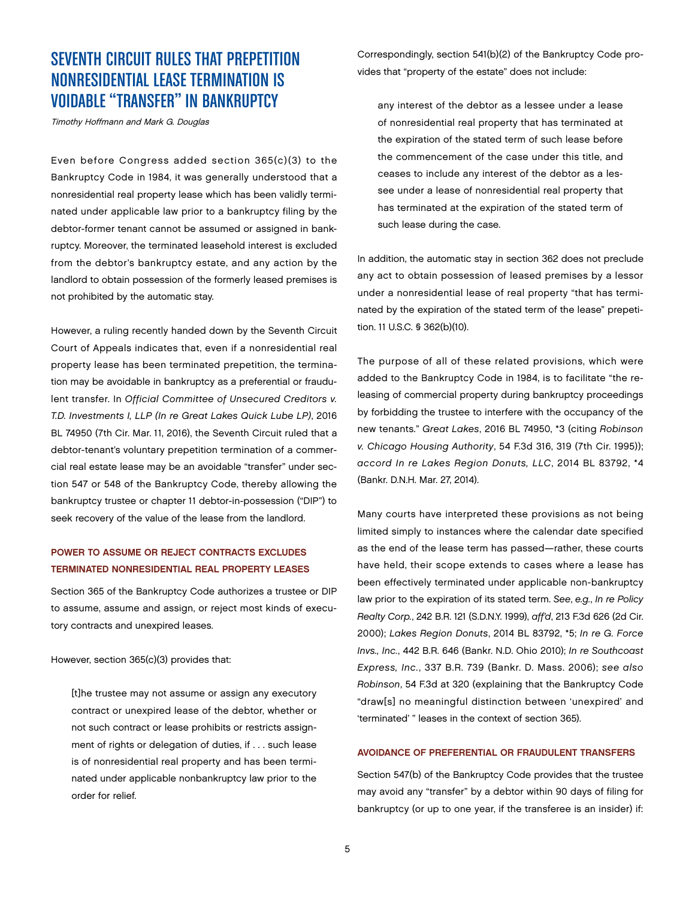# SEVENTH CIRCUIT RULES THAT PREPETITION NONRESIDENTIAL LEASE TERMINATION IS VOIDABLE "TRANSFER" IN BANKRUPTCY

*Timothy Hoffmann and Mark G. Douglas*

Even before Congress added section 365(c)(3) to the Bankruptcy Code in 1984, it was generally understood that a nonresidential real property lease which has been validly terminated under applicable law prior to a bankruptcy filing by the debtor-former tenant cannot be assumed or assigned in bankruptcy. Moreover, the terminated leasehold interest is excluded from the debtor's bankruptcy estate, and any action by the landlord to obtain possession of the formerly leased premises is not prohibited by the automatic stay.

However, a ruling recently handed down by the Seventh Circuit Court of Appeals indicates that, even if a nonresidential real property lease has been terminated prepetition, the termination may be avoidable in bankruptcy as a preferential or fraudulent transfer. In *Official Committee of Unsecured Creditors v. T.D. Investments I, LLP (In re Great Lakes Quick Lube LP)*, 2016 BL 74950 (7th Cir. Mar. 11, 2016), the Seventh Circuit ruled that a debtor-tenant's voluntary prepetition termination of a commercial real estate lease may be an avoidable "transfer" under section 547 or 548 of the Bankruptcy Code, thereby allowing the bankruptcy trustee or chapter 11 debtor-in-possession ("DIP") to seek recovery of the value of the lease from the landlord.

### POWER TO ASSUME OR REJECT CONTRACTS EXCLUDES TERMINATED NONRESIDENTIAL REAL PROPERTY LEASES

Section 365 of the Bankruptcy Code authorizes a trustee or DIP to assume, assume and assign, or reject most kinds of executory contracts and unexpired leases.

However, section 365(c)(3) provides that:

> [t]he trustee may not assume or assign any executory contract or unexpired lease of the debtor, whether or not such contract or lease prohibits or restricts assignment of rights or delegation of duties, if . . . such lease is of nonresidential real property and has been terminated under applicable nonbankruptcy law prior to the order for relief.

Correspondingly, section 541(b)(2) of the Bankruptcy Code provides that "property of the estate" does not include:

> any interest of the debtor as a lessee under a lease of nonresidential real property that has terminated at the expiration of the stated term of such lease before the commencement of the case under this title, and ceases to include any interest of the debtor as a lessee under a lease of nonresidential real property that has terminated at the expiration of the stated term of such lease during the case.

In addition, the automatic stay in section 362 does not preclude any act to obtain possession of leased premises by a lessor under a nonresidential lease of real property "that has terminated by the expiration of the stated term of the lease" prepetition. 11 U.S.C. § 362(b)(10).

The purpose of all of these related provisions, which were added to the Bankruptcy Code in 1984, is to facilitate "the re-leasing of commercial property during bankruptcy proceedings by forbidding the trustee to interfere with the occupancy of the new tenants." *Great Lakes*, 2016 BL 74950, *3 (citing *Robinson v. Chicago Housing Authority*, 54 F.3d 316, 319 (7th Cir. 1995)); *accord In re Lakes Region Donuts, LLC*, 2014 BL 83792, *4 (Bankr. D.N.H. Mar. 27, 2014).

Many courts have interpreted these provisions as not being limited simply to instances where the calendar date specified as the end of the lease term has passed—rather, these courts have held, their scope extends to cases where a lease has been effectively terminated under applicable non-bankruptcy law prior to the expiration of its stated term. *See, e.g., In re Policy Realty Corp.*, 242 B.R. 121 (S.D.N.Y. 1999), *aff'd*, 213 F.3d 626 (2d Cir. 2000); *Lakes Region Donuts*, 2014 BL 83792, *5; *In re G. Force Invs., Inc.*, 442 B.R. 646 (Bankr. N.D. Ohio 2010); *In re Southcoast Express, Inc.*, 337 B.R. 739 (Bankr. D. Mass. 2006); *see also Robinson*, 54 F.3d at 320 (explaining that the Bankruptcy Code "draw[s] no meaningful distinction between 'unexpired' and 'terminated' " leases in the context of section 365).

### AVOIDANCE OF PREFERENTIAL OR FRAUDULENT TRANSFERS

Section 547(b) of the Bankruptcy Code provides that the trustee may avoid any "transfer" by a debtor within 90 days of filing for bankruptcy (or up to one year, if the transferee is an insider) if: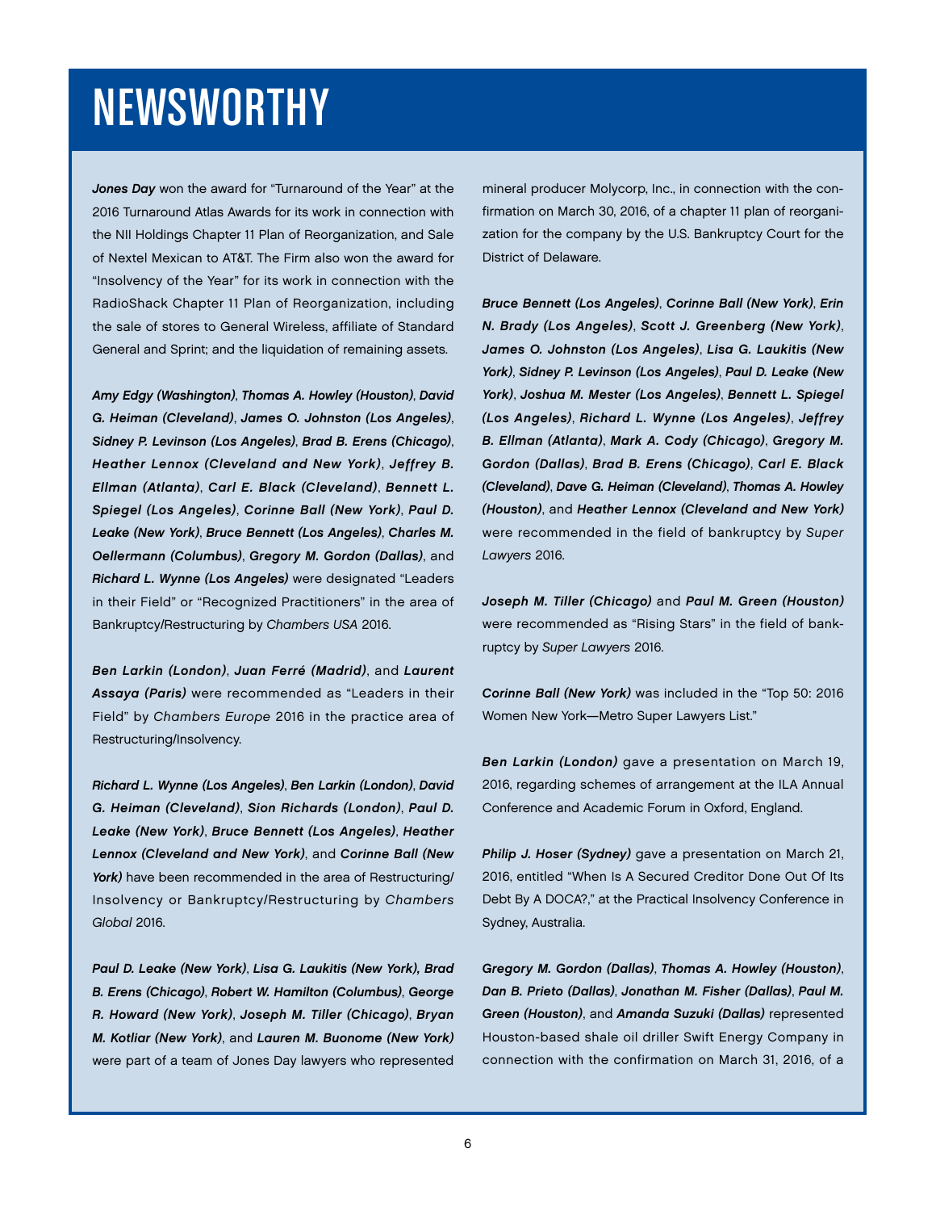# NEWSWORTHY

***Jones Day*** won the award for "Turnaround of the Year" at the 2016 Turnaround Atlas Awards for its work in connection with the NII Holdings Chapter 11 Plan of Reorganization, and Sale of Nextel Mexican to AT&T. The Firm also won the award for "Insolvency of the Year" for its work in connection with the RadioShack Chapter 11 Plan of Reorganization, including the sale of stores to General Wireless, affiliate of Standard General and Sprint; and the liquidation of remaining assets.

***Amy Edgy (Washington)***, ***Thomas A. Howley (Houston)***, ***David G. Heiman (Cleveland)***, ***James O. Johnston (Los Angeles)***, ***Sidney P. Levinson (Los Angeles)***, ***Brad B. Erens (Chicago)***, ***Heather Lennox (Cleveland and New York)***, ***Jeffrey B. Ellman (Atlanta)***, ***Carl E. Black (Cleveland)***, ***Bennett L. Spiegel (Los Angeles)***, ***Corinne Ball (New York)***, ***Paul D. Leake (New York)***, ***Bruce Bennett (Los Angeles)***, ***Charles M. Oellermann (Columbus)***, ***Gregory M. Gordon (Dallas)***, and ***Richard L. Wynne (Los Angeles)*** were designated "Leaders in their Field" or "Recognized Practitioners" in the area of Bankruptcy/Restructuring by *Chambers USA* 2016.

***Ben Larkin (London)***, ***Juan Ferré (Madrid)***, and ***Laurent Assaya (Paris)*** were recommended as "Leaders in their Field" by *Chambers Europe* 2016 in the practice area of Restructuring/Insolvency.

***Richard L. Wynne (Los Angeles)***, ***Ben Larkin (London)***, ***David G. Heiman (Cleveland)***, ***Sion Richards (London)***, ***Paul D. Leake (New York)***, ***Bruce Bennett (Los Angeles)***, ***Heather Lennox (Cleveland and New York)***, and ***Corinne Ball (New York)*** have been recommended in the area of Restructuring/Insolvency or Bankruptcy/Restructuring by *Chambers Global* 2016.

***Paul D. Leake (New York)***, ***Lisa G. Laukitis (New York), Brad B. Erens (Chicago)***, ***Robert W. Hamilton (Columbus)***, ***George R. Howard (New York)***, ***Joseph M. Tiller (Chicago)***, ***Bryan M. Kotliar (New York)***, and ***Lauren M. Buonome (New York)*** were part of a team of Jones Day lawyers who represented mineral producer Molycorp, Inc., in connection with the confirmation on March 30, 2016, of a chapter 11 plan of reorganization for the company by the U.S. Bankruptcy Court for the District of Delaware.

***Bruce Bennett (Los Angeles)***, ***Corinne Ball (New York)***, ***Erin N. Brady (Los Angeles)***, ***Scott J. Greenberg (New York)***, ***James O. Johnston (Los Angeles)***, ***Lisa G. Laukitis (New York)***, ***Sidney P. Levinson (Los Angeles)***, ***Paul D. Leake (New York)***, ***Joshua M. Mester (Los Angeles)***, ***Bennett L. Spiegel (Los Angeles)***, ***Richard L. Wynne (Los Angeles)***, ***Jeffrey B. Ellman (Atlanta)***, ***Mark A. Cody (Chicago)***, ***Gregory M. Gordon (Dallas)***, ***Brad B. Erens (Chicago)***, ***Carl E. Black (Cleveland)***, ***Dave G. Heiman (Cleveland)***, ***Thomas A. Howley (Houston)***, and ***Heather Lennox (Cleveland and New York)*** were recommended in the field of bankruptcy by *Super Lawyers* 2016.

***Joseph M. Tiller (Chicago)*** and ***Paul M. Green (Houston)*** were recommended as "Rising Stars" in the field of bankruptcy by *Super Lawyers* 2016.

***Corinne Ball (New York)*** was included in the "Top 50: 2016 Women New York—Metro Super Lawyers List."

***Ben Larkin (London)*** gave a presentation on March 19, 2016, regarding schemes of arrangement at the ILA Annual Conference and Academic Forum in Oxford, England.

***Philip J. Hoser (Sydney)*** gave a presentation on March 21, 2016, entitled "When Is A Secured Creditor Done Out Of Its Debt By A DOCA?," at the Practical Insolvency Conference in Sydney, Australia.

***Gregory M. Gordon (Dallas)***, ***Thomas A. Howley (Houston)***, ***Dan B. Prieto (Dallas)***, ***Jonathan M. Fisher (Dallas)***, ***Paul M. Green (Houston)***, and ***Amanda Suzuki (Dallas)*** represented Houston-based shale oil driller Swift Energy Company in connection with the confirmation on March 31, 2016, of a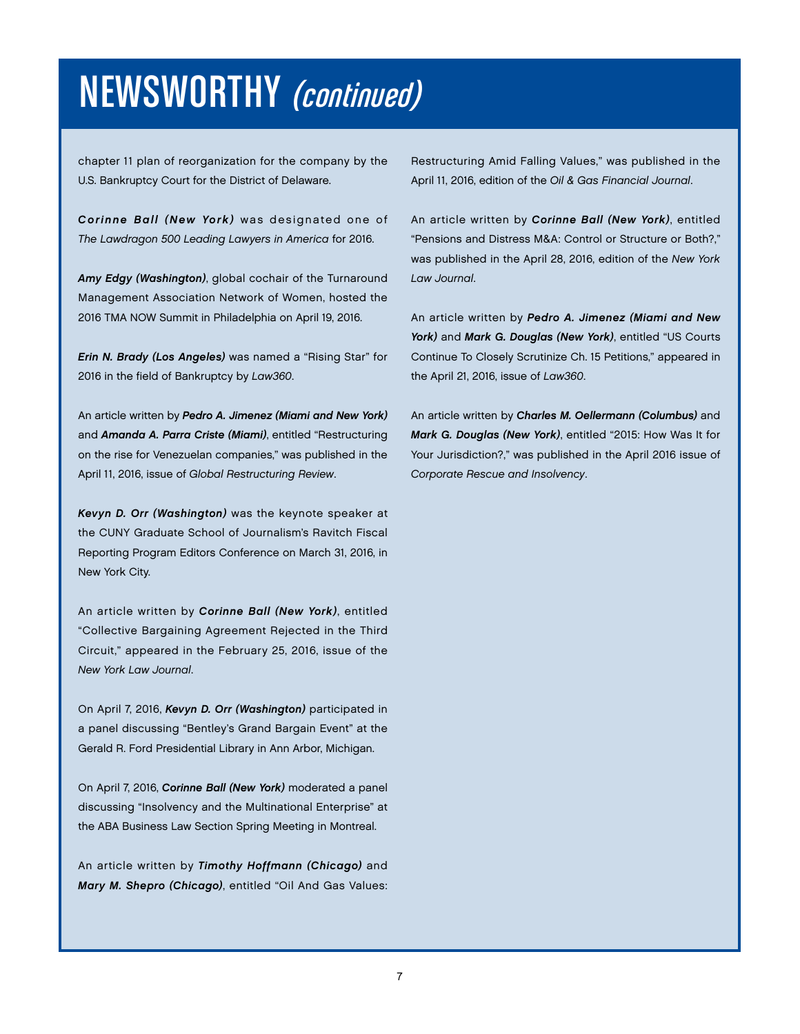# NEWSWORTHY *(continued)*

chapter 11 plan of reorganization for the company by the U.S. Bankruptcy Court for the District of Delaware.

***Corinne Ball (New York)*** was designated one of *The Lawdragon 500 Leading Lawyers in America* for 2016.

***Amy Edgy (Washington)***, global cochair of the Turnaround Management Association Network of Women, hosted the 2016 TMA NOW Summit in Philadelphia on April 19, 2016.

***Erin N. Brady (Los Angeles)*** was named a "Rising Star" for 2016 in the field of Bankruptcy by *Law360*.

An article written by ***Pedro A. Jimenez (Miami and New York)*** and ***Amanda A. Parra Criste (Miami)***, entitled "Restructuring on the rise for Venezuelan companies," was published in the April 11, 2016, issue of *Global Restructuring Review*.

***Kevyn D. Orr (Washington)*** was the keynote speaker at the CUNY Graduate School of Journalism's Ravitch Fiscal Reporting Program Editors Conference on March 31, 2016, in New York City.

An article written by ***Corinne Ball (New York)***, entitled "Collective Bargaining Agreement Rejected in the Third Circuit," appeared in the February 25, 2016, issue of the *New York Law Journal*.

On April 7, 2016, ***Kevyn D. Orr (Washington)*** participated in a panel discussing "Bentley's Grand Bargain Event" at the Gerald R. Ford Presidential Library in Ann Arbor, Michigan.

On April 7, 2016, ***Corinne Ball (New York)*** moderated a panel discussing "Insolvency and the Multinational Enterprise" at the ABA Business Law Section Spring Meeting in Montreal.

An article written by ***Timothy Hoffmann (Chicago)*** and ***Mary M. Shepro (Chicago)***, entitled "Oil And Gas Values: Restructuring Amid Falling Values," was published in the April 11, 2016, edition of the *Oil & Gas Financial Journal*.

An article written by ***Corinne Ball (New York)***, entitled "Pensions and Distress M&A: Control or Structure or Both?," was published in the April 28, 2016, edition of the *New York Law Journal*.

An article written by ***Pedro A. Jimenez (Miami and New York)*** and ***Mark G. Douglas (New York)***, entitled "US Courts Continue To Closely Scrutinize Ch. 15 Petitions," appeared in the April 21, 2016, issue of *Law360*.

An article written by ***Charles M. Oellermann (Columbus)*** and ***Mark G. Douglas (New York)***, entitled "2015: How Was It for Your Jurisdiction?," was published in the April 2016 issue of *Corporate Rescue and Insolvency*.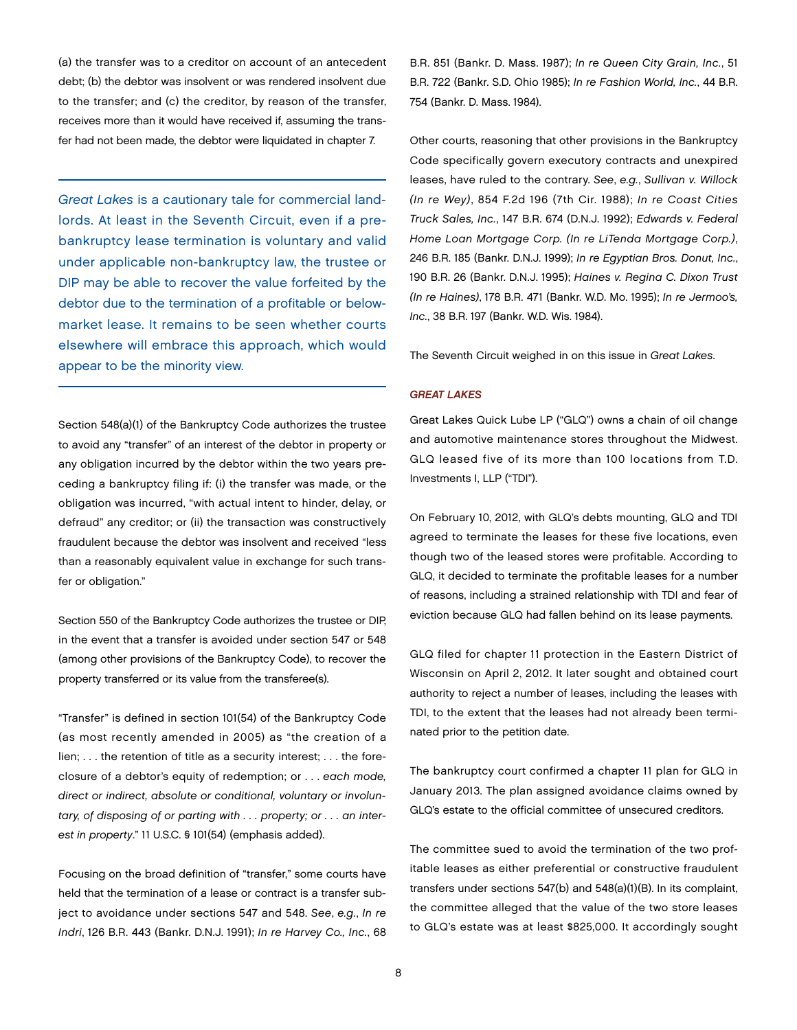(a) the transfer was to a creditor on account of an antecedent debt; (b) the debtor was insolvent or was rendered insolvent due to the transfer; and (c) the creditor, by reason of the transfer, receives more than it would have received if, assuming the transfer had not been made, the debtor were liquidated in chapter 7.

> *Great Lakes* is a cautionary tale for commercial landlords. At least in the Seventh Circuit, even if a pre-bankruptcy lease termination is voluntary and valid under applicable non-bankruptcy law, the trustee or DIP may be able to recover the value forfeited by the debtor due to the termination of a profitable or below-market lease. It remains to be seen whether courts elsewhere will embrace this approach, which would appear to be the minority view.

Section 548(a)(1) of the Bankruptcy Code authorizes the trustee to avoid any "transfer" of an interest of the debtor in property or any obligation incurred by the debtor within the two years preceding a bankruptcy filing if: (i) the transfer was made, or the obligation was incurred, "with actual intent to hinder, delay, or defraud" any creditor; or (ii) the transaction was constructively fraudulent because the debtor was insolvent and received "less than a reasonably equivalent value in exchange for such transfer or obligation."

Section 550 of the Bankruptcy Code authorizes the trustee or DIP, in the event that a transfer is avoided under section 547 or 548 (among other provisions of the Bankruptcy Code), to recover the property transferred or its value from the transferee(s).

"Transfer" is defined in section 101(54) of the Bankruptcy Code (as most recently amended in 2005) as "the creation of a lien; . . . the retention of title as a security interest; . . . the foreclosure of a debtor's equity of redemption; or . . . *each mode, direct or indirect, absolute or conditional, voluntary or involuntary, of disposing of or parting with . . . property; or . . . an interest in property*." 11 U.S.C. § 101(54) (emphasis added).

Focusing on the broad definition of "transfer," some courts have held that the termination of a lease or contract is a transfer subject to avoidance under sections 547 and 548. *See*, *e.g.*, *In re Indri*, 126 B.R. 443 (Bankr. D.N.J. 1991); *In re Harvey Co., Inc.*, 68 B.R. 851 (Bankr. D. Mass. 1987); *In re Queen City Grain, Inc.*, 51 B.R. 722 (Bankr. S.D. Ohio 1985); *In re Fashion World, Inc.*, 44 B.R. 754 (Bankr. D. Mass. 1984).

Other courts, reasoning that other provisions in the Bankruptcy Code specifically govern executory contracts and unexpired leases, have ruled to the contrary. *See*, *e.g.*, *Sullivan v. Willock (In re Wey)*, 854 F.2d 196 (7th Cir. 1988); *In re Coast Cities Truck Sales, Inc.*, 147 B.R. 674 (D.N.J. 1992); *Edwards v. Federal Home Loan Mortgage Corp. (In re LiTenda Mortgage Corp.)*, 246 B.R. 185 (Bankr. D.N.J. 1999); *In re Egyptian Bros. Donut, Inc.*, 190 B.R. 26 (Bankr. D.N.J. 1995); *Haines v. Regina C. Dixon Trust (In re Haines)*, 178 B.R. 471 (Bankr. W.D. Mo. 1995); *In re Jermoo's, Inc.*, 38 B.R. 197 (Bankr. W.D. Wis. 1984).

The Seventh Circuit weighed in on this issue in *Great Lakes*.

### *GREAT LAKES*

Great Lakes Quick Lube LP ("GLQ") owns a chain of oil change and automotive maintenance stores throughout the Midwest. GLQ leased five of its more than 100 locations from T.D. Investments I, LLP ("TDI").

On February 10, 2012, with GLQ's debts mounting, GLQ and TDI agreed to terminate the leases for these five locations, even though two of the leased stores were profitable. According to GLQ, it decided to terminate the profitable leases for a number of reasons, including a strained relationship with TDI and fear of eviction because GLQ had fallen behind on its lease payments.

GLQ filed for chapter 11 protection in the Eastern District of Wisconsin on April 2, 2012. It later sought and obtained court authority to reject a number of leases, including the leases with TDI, to the extent that the leases had not already been terminated prior to the petition date.

The bankruptcy court confirmed a chapter 11 plan for GLQ in January 2013. The plan assigned avoidance claims owned by GLQ's estate to the official committee of unsecured creditors.

The committee sued to avoid the termination of the two profitable leases as either preferential or constructive fraudulent transfers under sections 547(b) and 548(a)(1)(B). In its complaint, the committee alleged that the value of the two store leases to GLQ's estate was at least $825,000. It accordingly sought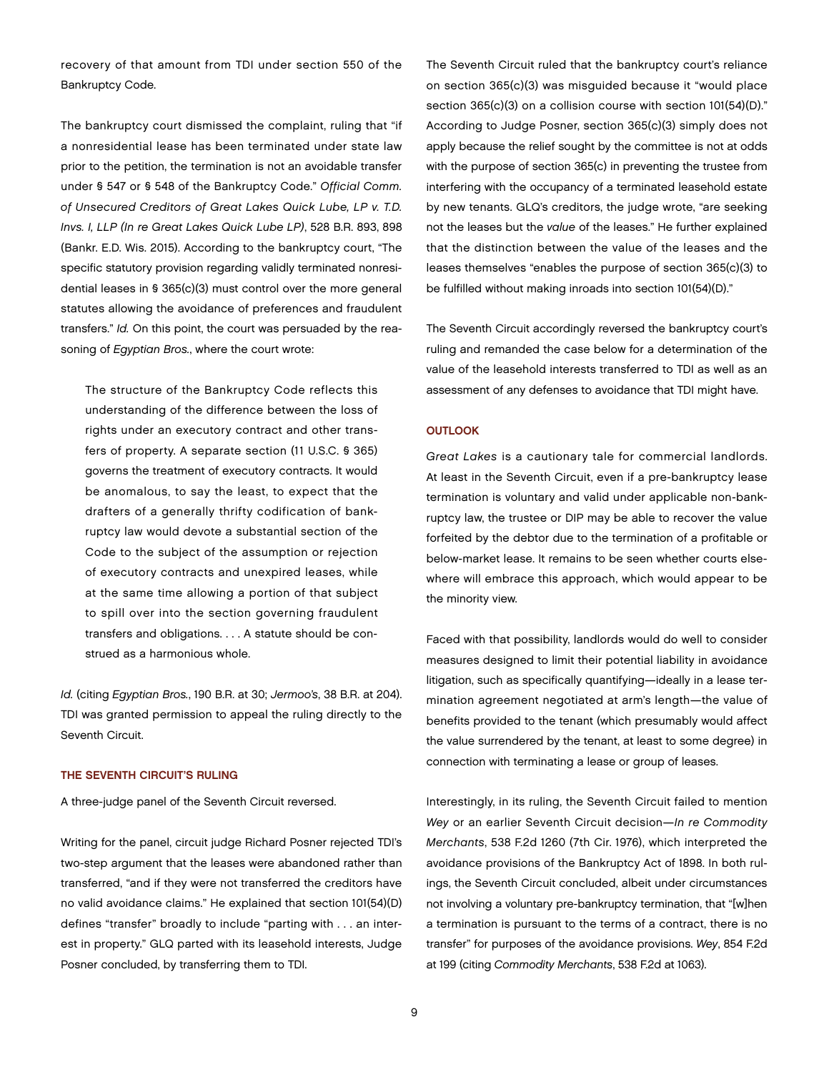recovery of that amount from TDI under section 550 of the Bankruptcy Code.

The bankruptcy court dismissed the complaint, ruling that "if a nonresidential lease has been terminated under state law prior to the petition, the termination is not an avoidable transfer under § 547 or § 548 of the Bankruptcy Code." *Official Comm. of Unsecured Creditors of Great Lakes Quick Lube, LP v. T.D. Invs. I, LLP (In re Great Lakes Quick Lube LP)*, 528 B.R. 893, 898 (Bankr. E.D. Wis. 2015). According to the bankruptcy court, "The specific statutory provision regarding validly terminated nonresidential leases in § 365(c)(3) must control over the more general statutes allowing the avoidance of preferences and fraudulent transfers." *Id.* On this point, the court was persuaded by the reasoning of *Egyptian Bros.*, where the court wrote:

> The structure of the Bankruptcy Code reflects this understanding of the difference between the loss of rights under an executory contract and other transfers of property. A separate section (11 U.S.C. § 365) governs the treatment of executory contracts. It would be anomalous, to say the least, to expect that the drafters of a generally thrifty codification of bankruptcy law would devote a substantial section of the Code to the subject of the assumption or rejection of executory contracts and unexpired leases, while at the same time allowing a portion of that subject to spill over into the section governing fraudulent transfers and obligations. . . . A statute should be construed as a harmonious whole.

*Id.* (citing *Egyptian Bros.*, 190 B.R. at 30; *Jermoo's*, 38 B.R. at 204). TDI was granted permission to appeal the ruling directly to the Seventh Circuit.

### THE SEVENTH CIRCUIT'S RULING

A three-judge panel of the Seventh Circuit reversed.

Writing for the panel, circuit judge Richard Posner rejected TDI's two-step argument that the leases were abandoned rather than transferred, "and if they were not transferred the creditors have no valid avoidance claims." He explained that section 101(54)(D) defines "transfer" broadly to include "parting with . . . an interest in property." GLQ parted with its leasehold interests, Judge Posner concluded, by transferring them to TDI.

The Seventh Circuit ruled that the bankruptcy court's reliance on section 365(c)(3) was misguided because it "would place section 365(c)(3) on a collision course with section 101(54)(D)." According to Judge Posner, section 365(c)(3) simply does not apply because the relief sought by the committee is not at odds with the purpose of section 365(c) in preventing the trustee from interfering with the occupancy of a terminated leasehold estate by new tenants. GLQ's creditors, the judge wrote, "are seeking not the leases but the *value* of the leases." He further explained that the distinction between the value of the leases and the leases themselves "enables the purpose of section 365(c)(3) to be fulfilled without making inroads into section 101(54)(D)."

The Seventh Circuit accordingly reversed the bankruptcy court's ruling and remanded the case below for a determination of the value of the leasehold interests transferred to TDI as well as an assessment of any defenses to avoidance that TDI might have.

### OUTLOOK

*Great Lakes* is a cautionary tale for commercial landlords. At least in the Seventh Circuit, even if a pre-bankruptcy lease termination is voluntary and valid under applicable non-bankruptcy law, the trustee or DIP may be able to recover the value forfeited by the debtor due to the termination of a profitable or below-market lease. It remains to be seen whether courts elsewhere will embrace this approach, which would appear to be the minority view.

Faced with that possibility, landlords would do well to consider measures designed to limit their potential liability in avoidance litigation, such as specifically quantifying—ideally in a lease termination agreement negotiated at arm's length—the value of benefits provided to the tenant (which presumably would affect the value surrendered by the tenant, at least to some degree) in connection with terminating a lease or group of leases.

Interestingly, in its ruling, the Seventh Circuit failed to mention *Wey* or an earlier Seventh Circuit decision—*In re Commodity Merchants*, 538 F.2d 1260 (7th Cir. 1976), which interpreted the avoidance provisions of the Bankruptcy Act of 1898. In both rulings, the Seventh Circuit concluded, albeit under circumstances not involving a voluntary pre-bankruptcy termination, that "[w]hen a termination is pursuant to the terms of a contract, there is no transfer" for purposes of the avoidance provisions. *Wey*, 854 F.2d at 199 (citing *Commodity Merchants*, 538 F.2d at 1063).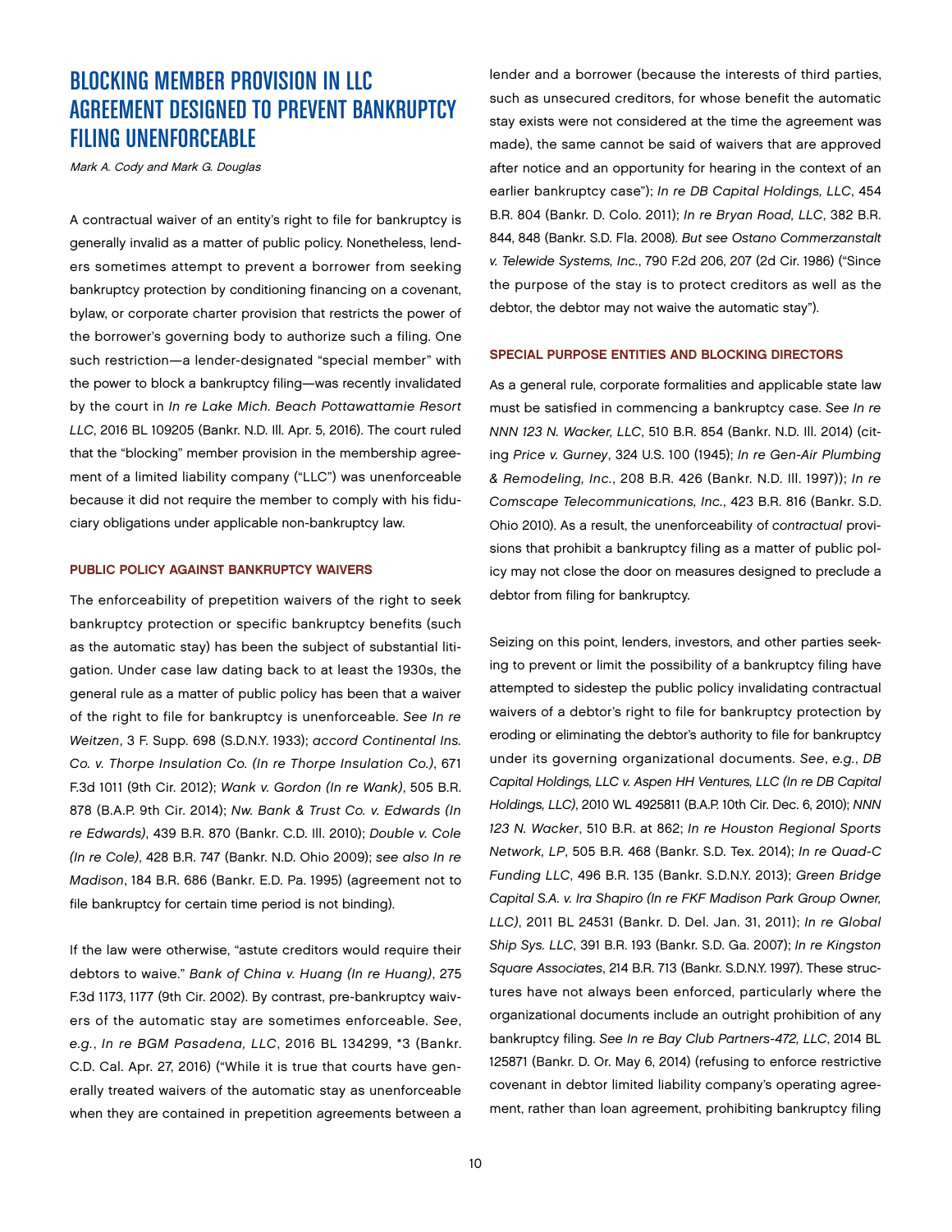# BLOCKING MEMBER PROVISION IN LLC AGREEMENT DESIGNED TO PREVENT BANKRUPTCY FILING UNENFORCEABLE

*Mark A. Cody and Mark G. Douglas*

A contractual waiver of an entity's right to file for bankruptcy is generally invalid as a matter of public policy. Nonetheless, lenders sometimes attempt to prevent a borrower from seeking bankruptcy protection by conditioning financing on a covenant, bylaw, or corporate charter provision that restricts the power of the borrower's governing body to authorize such a filing. One such restriction—a lender-designated "special member" with the power to block a bankruptcy filing—was recently invalidated by the court in *In re Lake Mich. Beach Pottawattamie Resort LLC*, 2016 BL 109205 (Bankr. N.D. Ill. Apr. 5, 2016). The court ruled that the "blocking" member provision in the membership agreement of a limited liability company ("LLC") was unenforceable because it did not require the member to comply with his fiduciary obligations under applicable non-bankruptcy law.

## PUBLIC POLICY AGAINST BANKRUPTCY WAIVERS

The enforceability of prepetition waivers of the right to seek bankruptcy protection or specific bankruptcy benefits (such as the automatic stay) has been the subject of substantial litigation. Under case law dating back to at least the 1930s, the general rule as a matter of public policy has been that a waiver of the right to file for bankruptcy is unenforceable. *See In re Weitzen*, 3 F. Supp. 698 (S.D.N.Y. 1933); *accord Continental Ins. Co. v. Thorpe Insulation Co. (In re Thorpe Insulation Co.)*, 671 F.3d 1011 (9th Cir. 2012); *Wank v. Gordon (In re Wank)*, 505 B.R. 878 (B.A.P. 9th Cir. 2014); *Nw. Bank & Trust Co. v. Edwards (In re Edwards)*, 439 B.R. 870 (Bankr. C.D. Ill. 2010); *Double v. Cole (In re Cole)*, 428 B.R. 747 (Bankr. N.D. Ohio 2009); *see also In re Madison*, 184 B.R. 686 (Bankr. E.D. Pa. 1995) (agreement not to file bankruptcy for certain time period is not binding).

If the law were otherwise, "astute creditors would require their debtors to waive." *Bank of China v. Huang (In re Huang)*, 275 F.3d 1173, 1177 (9th Cir. 2002). By contrast, pre-bankruptcy waivers of the automatic stay are sometimes enforceable. *See*, *e.g.*, *In re BGM Pasadena, LLC*, 2016 BL 134299, *3 (Bankr. C.D. Cal. Apr. 27, 2016) ("While it is true that courts have generally treated waivers of the automatic stay as unenforceable when they are contained in prepetition agreements between a lender and a borrower (because the interests of third parties, such as unsecured creditors, for whose benefit the automatic stay exists were not considered at the time the agreement was made), the same cannot be said of waivers that are approved after notice and an opportunity for hearing in the context of an earlier bankruptcy case"); *In re DB Capital Holdings, LLC*, 454 B.R. 804 (Bankr. D. Colo. 2011); *In re Bryan Road, LLC*, 382 B.R. 844, 848 (Bankr. S.D. Fla. 2008). *But see Ostano Commerzanstalt v. Telewide Systems, Inc.*, 790 F.2d 206, 207 (2d Cir. 1986) ("Since the purpose of the stay is to protect creditors as well as the debtor, the debtor may not waive the automatic stay").

## SPECIAL PURPOSE ENTITIES AND BLOCKING DIRECTORS

As a general rule, corporate formalities and applicable state law must be satisfied in commencing a bankruptcy case. *See In re NNN 123 N. Wacker, LLC*, 510 B.R. 854 (Bankr. N.D. Ill. 2014) (citing *Price v. Gurney*, 324 U.S. 100 (1945); *In re Gen-Air Plumbing & Remodeling, Inc.*, 208 B.R. 426 (Bankr. N.D. Ill. 1997)); *In re Comscape Telecommunications, Inc.*, 423 B.R. 816 (Bankr. S.D. Ohio 2010). As a result, the unenforceability of *contractual* provisions that prohibit a bankruptcy filing as a matter of public policy may not close the door on measures designed to preclude a debtor from filing for bankruptcy.

Seizing on this point, lenders, investors, and other parties seeking to prevent or limit the possibility of a bankruptcy filing have attempted to sidestep the public policy invalidating contractual waivers of a debtor's right to file for bankruptcy protection by eroding or eliminating the debtor's authority to file for bankruptcy under its governing organizational documents. *See*, *e.g.*, *DB Capital Holdings, LLC v. Aspen HH Ventures, LLC (In re DB Capital Holdings, LLC)*, 2010 WL 4925811 (B.A.P. 10th Cir. Dec. 6, 2010); *NNN 123 N. Wacker*, 510 B.R. at 862; *In re Houston Regional Sports Network, LP*, 505 B.R. 468 (Bankr. S.D. Tex. 2014); *In re Quad-C Funding LLC*, 496 B.R. 135 (Bankr. S.D.N.Y. 2013); *Green Bridge Capital S.A. v. Ira Shapiro (In re FKF Madison Park Group Owner, LLC)*, 2011 BL 24531 (Bankr. D. Del. Jan. 31, 2011); *In re Global Ship Sys. LLC*, 391 B.R. 193 (Bankr. S.D. Ga. 2007); *In re Kingston Square Associates*, 214 B.R. 713 (Bankr. S.D.N.Y. 1997). These structures have not always been enforced, particularly where the organizational documents include an outright prohibition of any bankruptcy filing. *See In re Bay Club Partners-472, LLC*, 2014 BL 125871 (Bankr. D. Or. May 6, 2014) (refusing to enforce restrictive covenant in debtor limited liability company's operating agreement, rather than loan agreement, prohibiting bankruptcy filing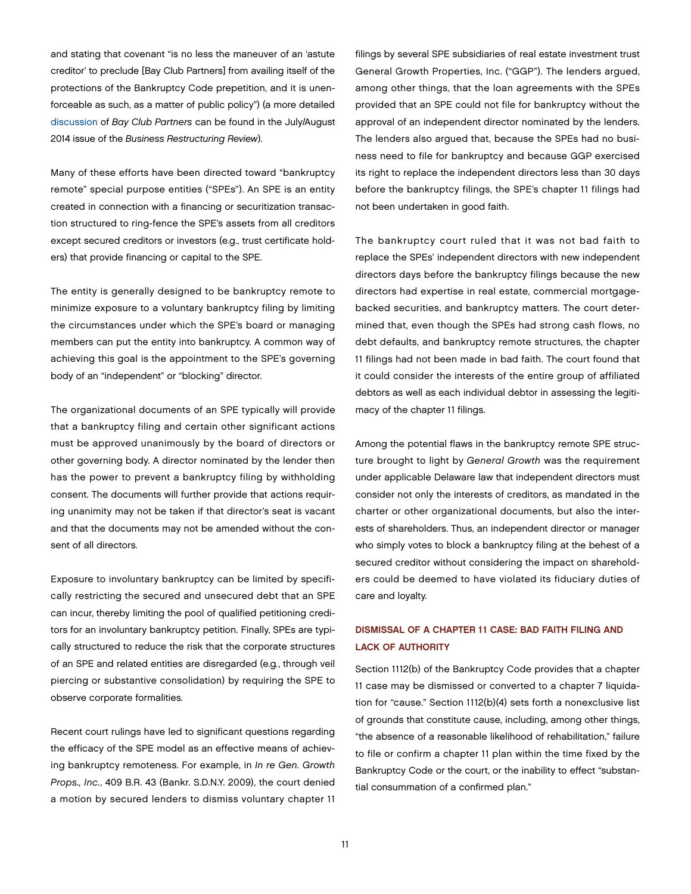and stating that covenant "is no less the maneuver of an 'astute creditor' to preclude [Bay Club Partners] from availing itself of the protections of the Bankruptcy Code prepetition, and it is unenforceable as such, as a matter of public policy") (a more detailed discussion of *Bay Club Partners* can be found in the July/August 2014 issue of the *Business Restructuring Review*).

Many of these efforts have been directed toward "bankruptcy remote" special purpose entities ("SPEs"). An SPE is an entity created in connection with a financing or securitization transaction structured to ring-fence the SPE's assets from all creditors except secured creditors or investors (e.g., trust certificate holders) that provide financing or capital to the SPE.

The entity is generally designed to be bankruptcy remote to minimize exposure to a voluntary bankruptcy filing by limiting the circumstances under which the SPE's board or managing members can put the entity into bankruptcy. A common way of achieving this goal is the appointment to the SPE's governing body of an "independent" or "blocking" director.

The organizational documents of an SPE typically will provide that a bankruptcy filing and certain other significant actions must be approved unanimously by the board of directors or other governing body. A director nominated by the lender then has the power to prevent a bankruptcy filing by withholding consent. The documents will further provide that actions requiring unanimity may not be taken if that director's seat is vacant and that the documents may not be amended without the consent of all directors.

Exposure to involuntary bankruptcy can be limited by specifically restricting the secured and unsecured debt that an SPE can incur, thereby limiting the pool of qualified petitioning creditors for an involuntary bankruptcy petition. Finally, SPEs are typically structured to reduce the risk that the corporate structures of an SPE and related entities are disregarded (e.g., through veil piercing or substantive consolidation) by requiring the SPE to observe corporate formalities.

Recent court rulings have led to significant questions regarding the efficacy of the SPE model as an effective means of achieving bankruptcy remoteness. For example, in *In re Gen. Growth Props., Inc.*, 409 B.R. 43 (Bankr. S.D.N.Y. 2009), the court denied a motion by secured lenders to dismiss voluntary chapter 11 filings by several SPE subsidiaries of real estate investment trust General Growth Properties, Inc. ("GGP"). The lenders argued, among other things, that the loan agreements with the SPEs provided that an SPE could not file for bankruptcy without the approval of an independent director nominated by the lenders. The lenders also argued that, because the SPEs had no business need to file for bankruptcy and because GGP exercised its right to replace the independent directors less than 30 days before the bankruptcy filings, the SPE's chapter 11 filings had not been undertaken in good faith.

The bankruptcy court ruled that it was not bad faith to replace the SPEs' independent directors with new independent directors days before the bankruptcy filings because the new directors had expertise in real estate, commercial mortgage-backed securities, and bankruptcy matters. The court determined that, even though the SPEs had strong cash flows, no debt defaults, and bankruptcy remote structures, the chapter 11 filings had not been made in bad faith. The court found that it could consider the interests of the entire group of affiliated debtors as well as each individual debtor in assessing the legitimacy of the chapter 11 filings.

Among the potential flaws in the bankruptcy remote SPE structure brought to light by *General Growth* was the requirement under applicable Delaware law that independent directors must consider not only the interests of creditors, as mandated in the charter or other organizational documents, but also the interests of shareholders. Thus, an independent director or manager who simply votes to block a bankruptcy filing at the behest of a secured creditor without considering the impact on shareholders could be deemed to have violated its fiduciary duties of care and loyalty.

## DISMISSAL OF A CHAPTER 11 CASE: BAD FAITH FILING AND LACK OF AUTHORITY

Section 1112(b) of the Bankruptcy Code provides that a chapter 11 case may be dismissed or converted to a chapter 7 liquidation for "cause." Section 1112(b)(4) sets forth a nonexclusive list of grounds that constitute cause, including, among other things, "the absence of a reasonable likelihood of rehabilitation," failure to file or confirm a chapter 11 plan within the time fixed by the Bankruptcy Code or the court, or the inability to effect "substantial consummation of a confirmed plan."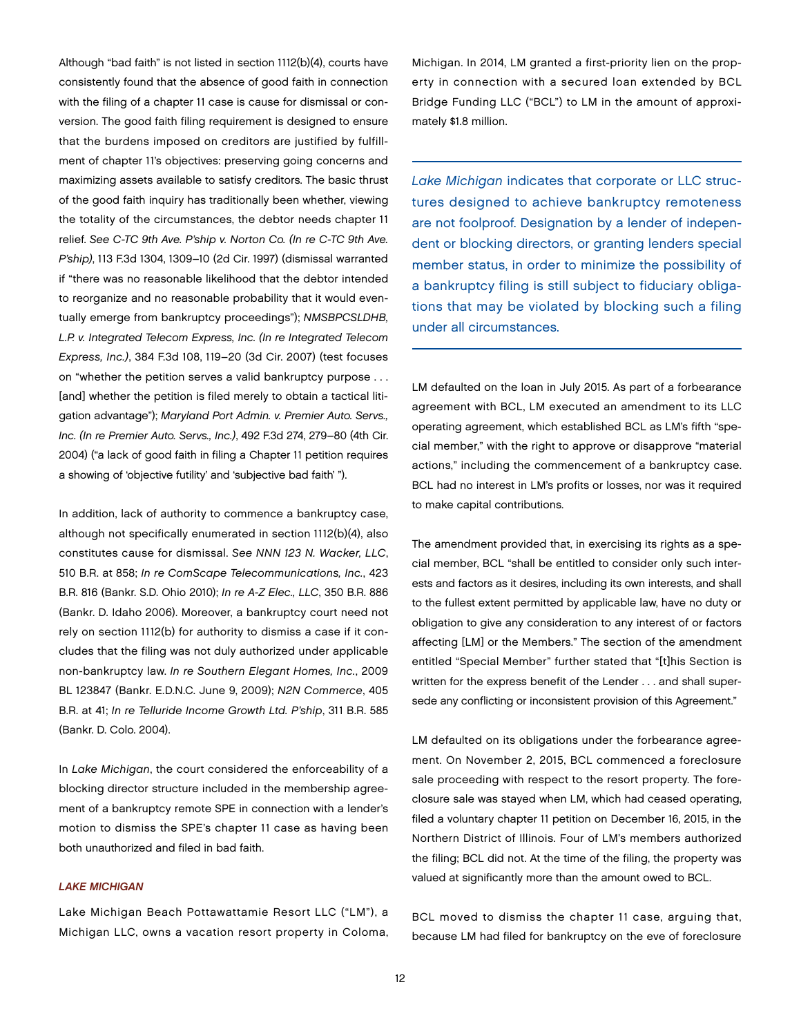Although "bad faith" is not listed in section 1112(b)(4), courts have consistently found that the absence of good faith in connection with the filing of a chapter 11 case is cause for dismissal or conversion. The good faith filing requirement is designed to ensure that the burdens imposed on creditors are justified by fulfillment of chapter 11's objectives: preserving going concerns and maximizing assets available to satisfy creditors. The basic thrust of the good faith inquiry has traditionally been whether, viewing the totality of the circumstances, the debtor needs chapter 11 relief. *See C-TC 9th Ave. P'ship v. Norton Co. (In re C-TC 9th Ave. P'ship)*, 113 F.3d 1304, 1309–10 (2d Cir. 1997) (dismissal warranted if "there was no reasonable likelihood that the debtor intended to reorganize and no reasonable probability that it would eventually emerge from bankruptcy proceedings"); *NMSBPCSLDHB, L.P. v. Integrated Telecom Express, Inc. (In re Integrated Telecom Express, Inc.)*, 384 F.3d 108, 119–20 (3d Cir. 2007) (test focuses on "whether the petition serves a valid bankruptcy purpose . . . [and] whether the petition is filed merely to obtain a tactical litigation advantage"); *Maryland Port Admin. v. Premier Auto. Servs., Inc. (In re Premier Auto. Servs., Inc.)*, 492 F.3d 274, 279–80 (4th Cir. 2004) ("a lack of good faith in filing a Chapter 11 petition requires a showing of 'objective futility' and 'subjective bad faith' ").

In addition, lack of authority to commence a bankruptcy case, although not specifically enumerated in section 1112(b)(4), also constitutes cause for dismissal. *See NNN 123 N. Wacker, LLC*, 510 B.R. at 858; *In re ComScape Telecommunications, Inc.*, 423 B.R. 816 (Bankr. S.D. Ohio 2010); *In re A-Z Elec., LLC*, 350 B.R. 886 (Bankr. D. Idaho 2006). Moreover, a bankruptcy court need not rely on section 1112(b) for authority to dismiss a case if it concludes that the filing was not duly authorized under applicable non-bankruptcy law. *In re Southern Elegant Homes, Inc.*, 2009 BL 123847 (Bankr. E.D.N.C. June 9, 2009); *N2N Commerce*, 405 B.R. at 41; *In re Telluride Income Growth Ltd. P'ship*, 311 B.R. 585 (Bankr. D. Colo. 2004).

In *Lake Michigan*, the court considered the enforceability of a blocking director structure included in the membership agreement of a bankruptcy remote SPE in connection with a lender's motion to dismiss the SPE's chapter 11 case as having been both unauthorized and filed in bad faith.

### *LAKE MICHIGAN*

Lake Michigan Beach Pottawattamie Resort LLC ("LM"), a Michigan LLC, owns a vacation resort property in Coloma, Michigan. In 2014, LM granted a first-priority lien on the property in connection with a secured loan extended by BCL Bridge Funding LLC ("BCL") to LM in the amount of approximately $1.8 million.

> *Lake Michigan* indicates that corporate or LLC structures designed to achieve bankruptcy remoteness are not foolproof. Designation by a lender of independent or blocking directors, or granting lenders special member status, in order to minimize the possibility of a bankruptcy filing is still subject to fiduciary obligations that may be violated by blocking such a filing under all circumstances.

LM defaulted on the loan in July 2015. As part of a forbearance agreement with BCL, LM executed an amendment to its LLC operating agreement, which established BCL as LM's fifth "special member," with the right to approve or disapprove "material actions," including the commencement of a bankruptcy case. BCL had no interest in LM's profits or losses, nor was it required to make capital contributions.

The amendment provided that, in exercising its rights as a special member, BCL "shall be entitled to consider only such interests and factors as it desires, including its own interests, and shall to the fullest extent permitted by applicable law, have no duty or obligation to give any consideration to any interest of or factors affecting [LM] or the Members." The section of the amendment entitled "Special Member" further stated that "[t]his Section is written for the express benefit of the Lender . . . and shall supersede any conflicting or inconsistent provision of this Agreement."

LM defaulted on its obligations under the forbearance agreement. On November 2, 2015, BCL commenced a foreclosure sale proceeding with respect to the resort property. The foreclosure sale was stayed when LM, which had ceased operating, filed a voluntary chapter 11 petition on December 16, 2015, in the Northern District of Illinois. Four of LM's members authorized the filing; BCL did not. At the time of the filing, the property was valued at significantly more than the amount owed to BCL.

BCL moved to dismiss the chapter 11 case, arguing that, because LM had filed for bankruptcy on the eve of foreclosure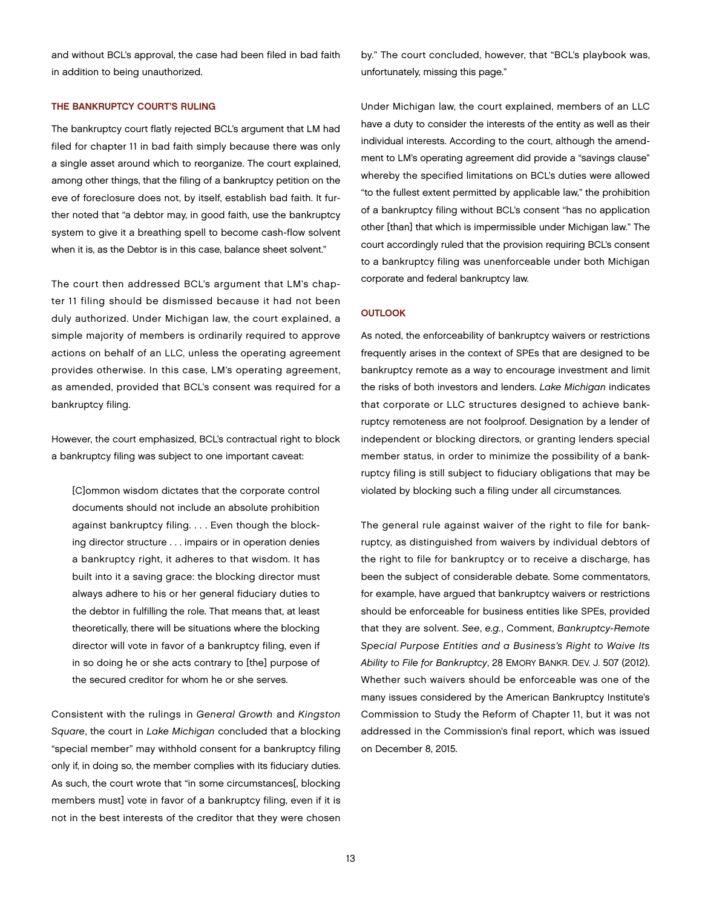and without BCL's approval, the case had been filed in bad faith in addition to being unauthorized.

### THE BANKRUPTCY COURT'S RULING

The bankruptcy court flatly rejected BCL's argument that LM had filed for chapter 11 in bad faith simply because there was only a single asset around which to reorganize. The court explained, among other things, that the filing of a bankruptcy petition on the eve of foreclosure does not, by itself, establish bad faith. It further noted that "a debtor may, in good faith, use the bankruptcy system to give it a breathing spell to become cash-flow solvent when it is, as the Debtor is in this case, balance sheet solvent."

The court then addressed BCL's argument that LM's chapter 11 filing should be dismissed because it had not been duly authorized. Under Michigan law, the court explained, a simple majority of members is ordinarily required to approve actions on behalf of an LLC, unless the operating agreement provides otherwise. In this case, LM's operating agreement, as amended, provided that BCL's consent was required for a bankruptcy filing.

However, the court emphasized, BCL's contractual right to block a bankruptcy filing was subject to one important caveat:

> [C]ommon wisdom dictates that the corporate control documents should not include an absolute prohibition against bankruptcy filing. . . . Even though the blocking director structure . . . impairs or in operation denies a bankruptcy right, it adheres to that wisdom. It has built into it a saving grace: the blocking director must always adhere to his or her general fiduciary duties to the debtor in fulfilling the role. That means that, at least theoretically, there will be situations where the blocking director will vote in favor of a bankruptcy filing, even if in so doing he or she acts contrary to [the] purpose of the secured creditor for whom he or she serves.

Consistent with the rulings in *General Growth* and *Kingston Square*, the court in *Lake Michigan* concluded that a blocking "special member" may withhold consent for a bankruptcy filing only if, in doing so, the member complies with its fiduciary duties. As such, the court wrote that "in some circumstances[, blocking members must] vote in favor of a bankruptcy filing, even if it is not in the best interests of the creditor that they were chosen by." The court concluded, however, that "BCL's playbook was, unfortunately, missing this page."

Under Michigan law, the court explained, members of an LLC have a duty to consider the interests of the entity as well as their individual interests. According to the court, although the amendment to LM's operating agreement did provide a "savings clause" whereby the specified limitations on BCL's duties were allowed "to the fullest extent permitted by applicable law," the prohibition of a bankruptcy filing without BCL's consent "has no application other [than] that which is impermissible under Michigan law." The court accordingly ruled that the provision requiring BCL's consent to a bankruptcy filing was unenforceable under both Michigan corporate and federal bankruptcy law.

### OUTLOOK

As noted, the enforceability of bankruptcy waivers or restrictions frequently arises in the context of SPEs that are designed to be bankruptcy remote as a way to encourage investment and limit the risks of both investors and lenders. *Lake Michigan* indicates that corporate or LLC structures designed to achieve bankruptcy remoteness are not foolproof. Designation by a lender of independent or blocking directors, or granting lenders special member status, in order to minimize the possibility of a bankruptcy filing is still subject to fiduciary obligations that may be violated by blocking such a filing under all circumstances.

The general rule against waiver of the right to file for bankruptcy, as distinguished from waivers by individual debtors of the right to file for bankruptcy or to receive a discharge, has been the subject of considerable debate. Some commentators, for example, have argued that bankruptcy waivers or restrictions should be enforceable for business entities like SPEs, provided that they are solvent. *See*, *e.g.*, Comment, *Bankruptcy-Remote Special Purpose Entities and a Business's Right to Waive Its Ability to File for Bankruptcy*, 28 EMORY BANKR. DEV. J. 507 (2012). Whether such waivers should be enforceable was one of the many issues considered by the American Bankruptcy Institute's Commission to Study the Reform of Chapter 11, but it was not addressed in the Commission's final report, which was issued on December 8, 2015.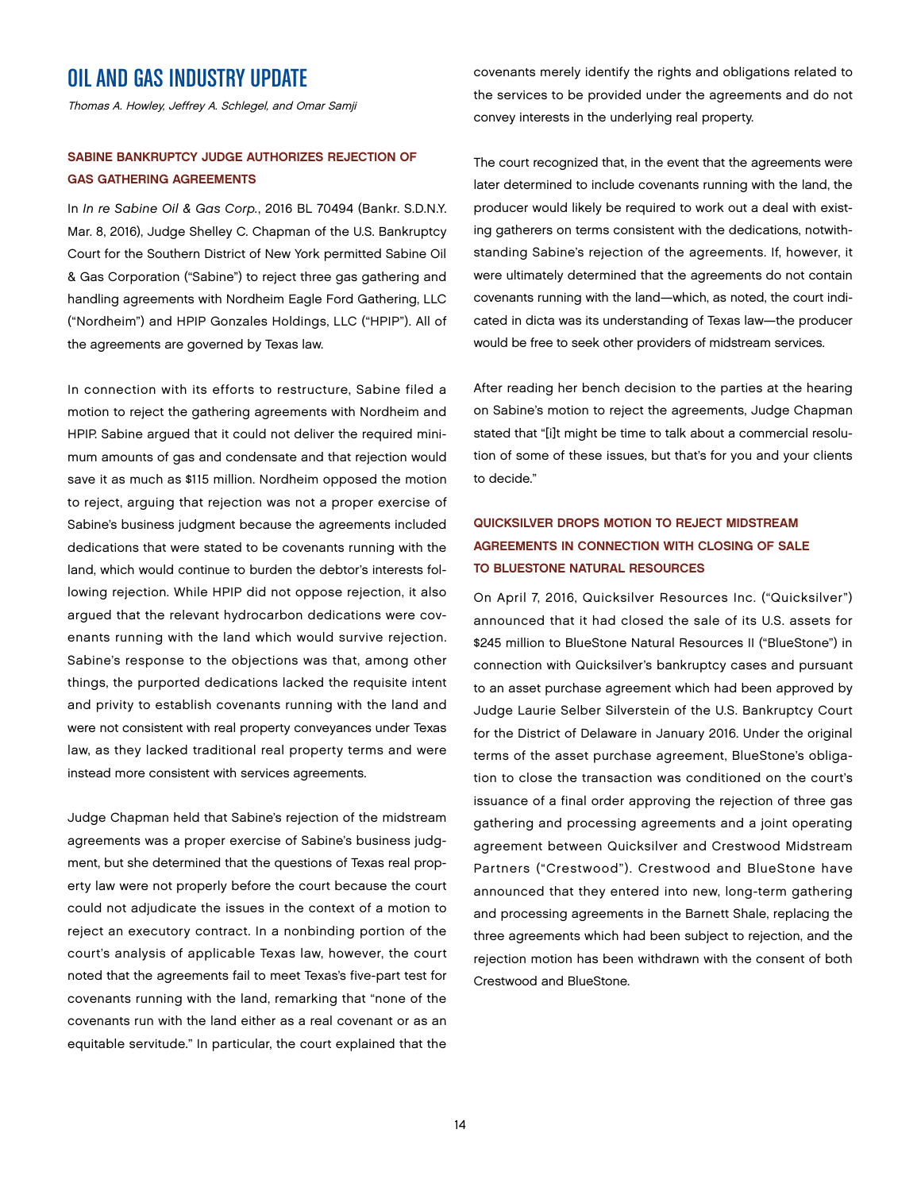# OIL AND GAS INDUSTRY UPDATE

*Thomas A. Howley, Jeffrey A. Schlegel, and Omar Samji*

### SABINE BANKRUPTCY JUDGE AUTHORIZES REJECTION OF GAS GATHERING AGREEMENTS

In *In re Sabine Oil & Gas Corp.*, 2016 BL 70494 (Bankr. S.D.N.Y. Mar. 8, 2016), Judge Shelley C. Chapman of the U.S. Bankruptcy Court for the Southern District of New York permitted Sabine Oil & Gas Corporation ("Sabine") to reject three gas gathering and handling agreements with Nordheim Eagle Ford Gathering, LLC ("Nordheim") and HPIP Gonzales Holdings, LLC ("HPIP"). All of the agreements are governed by Texas law.

In connection with its efforts to restructure, Sabine filed a motion to reject the gathering agreements with Nordheim and HPIP. Sabine argued that it could not deliver the required minimum amounts of gas and condensate and that rejection would save it as much as $115 million. Nordheim opposed the motion to reject, arguing that rejection was not a proper exercise of Sabine's business judgment because the agreements included dedications that were stated to be covenants running with the land, which would continue to burden the debtor's interests following rejection. While HPIP did not oppose rejection, it also argued that the relevant hydrocarbon dedications were covenants running with the land which would survive rejection. Sabine's response to the objections was that, among other things, the purported dedications lacked the requisite intent and privity to establish covenants running with the land and were not consistent with real property conveyances under Texas law, as they lacked traditional real property terms and were instead more consistent with services agreements.

Judge Chapman held that Sabine's rejection of the midstream agreements was a proper exercise of Sabine's business judgment, but she determined that the questions of Texas real property law were not properly before the court because the court could not adjudicate the issues in the context of a motion to reject an executory contract. In a nonbinding portion of the court's analysis of applicable Texas law, however, the court noted that the agreements fail to meet Texas's five-part test for covenants running with the land, remarking that "none of the covenants run with the land either as a real covenant or as an equitable servitude." In particular, the court explained that the covenants merely identify the rights and obligations related to the services to be provided under the agreements and do not convey interests in the underlying real property.

The court recognized that, in the event that the agreements were later determined to include covenants running with the land, the producer would likely be required to work out a deal with existing gatherers on terms consistent with the dedications, notwithstanding Sabine's rejection of the agreements. If, however, it were ultimately determined that the agreements do not contain covenants running with the land—which, as noted, the court indicated in dicta was its understanding of Texas law—the producer would be free to seek other providers of midstream services.

After reading her bench decision to the parties at the hearing on Sabine's motion to reject the agreements, Judge Chapman stated that "[i]t might be time to talk about a commercial resolution of some of these issues, but that's for you and your clients to decide."

### QUICKSILVER DROPS MOTION TO REJECT MIDSTREAM AGREEMENTS IN CONNECTION WITH CLOSING OF SALE TO BLUESTONE NATURAL RESOURCES

On April 7, 2016, Quicksilver Resources Inc. ("Quicksilver") announced that it had closed the sale of its U.S. assets for $245 million to BlueStone Natural Resources II ("BlueStone") in connection with Quicksilver's bankruptcy cases and pursuant to an asset purchase agreement which had been approved by Judge Laurie Selber Silverstein of the U.S. Bankruptcy Court for the District of Delaware in January 2016. Under the original terms of the asset purchase agreement, BlueStone's obligation to close the transaction was conditioned on the court's issuance of a final order approving the rejection of three gas gathering and processing agreements and a joint operating agreement between Quicksilver and Crestwood Midstream Partners ("Crestwood"). Crestwood and BlueStone have announced that they entered into new, long-term gathering and processing agreements in the Barnett Shale, replacing the three agreements which had been subject to rejection, and the rejection motion has been withdrawn with the consent of both Crestwood and BlueStone.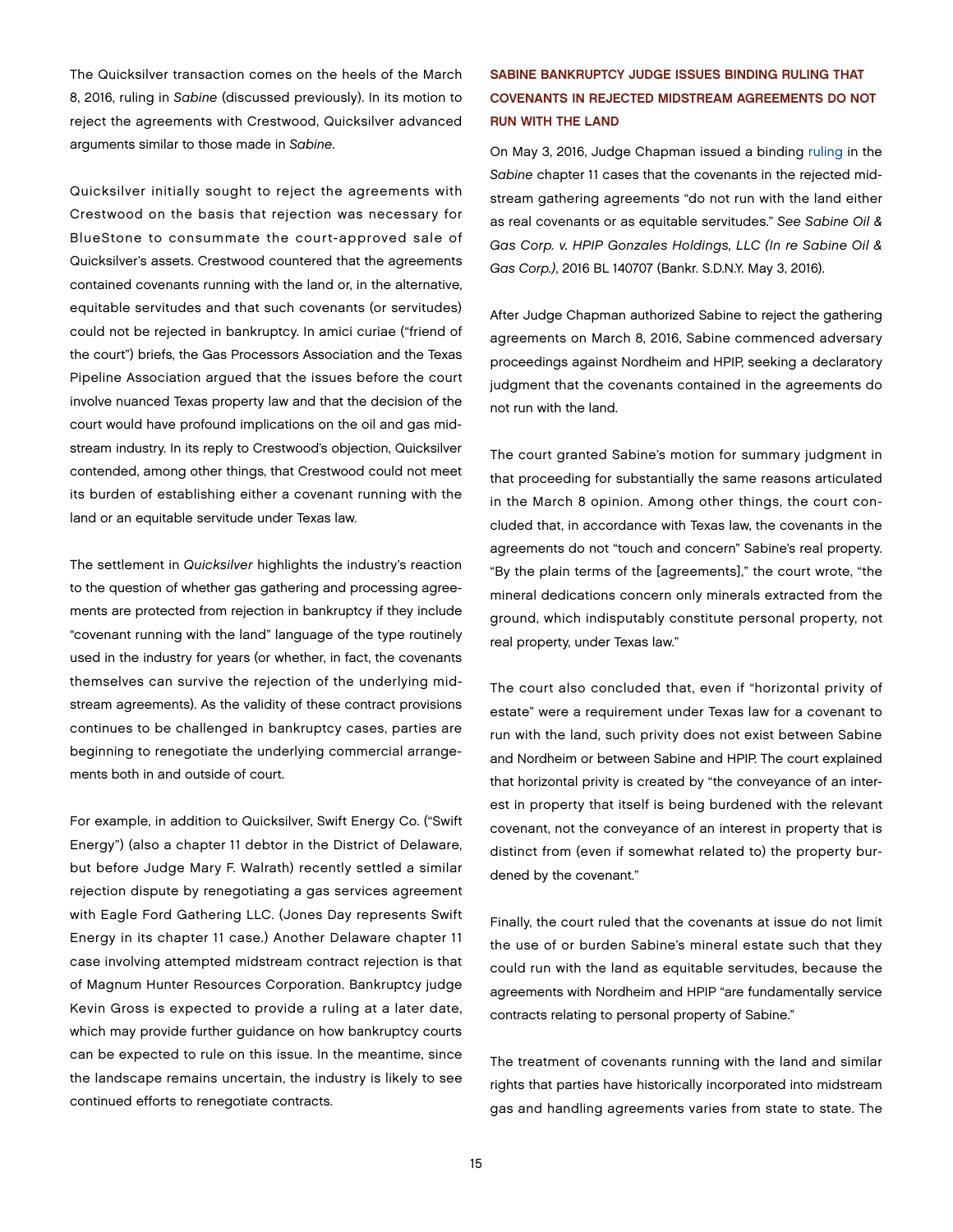The Quicksilver transaction comes on the heels of the March 8, 2016, ruling in *Sabine* (discussed previously). In its motion to reject the agreements with Crestwood, Quicksilver advanced arguments similar to those made in *Sabine*.

Quicksilver initially sought to reject the agreements with Crestwood on the basis that rejection was necessary for BlueStone to consummate the court-approved sale of Quicksilver's assets. Crestwood countered that the agreements contained covenants running with the land or, in the alternative, equitable servitudes and that such covenants (or servitudes) could not be rejected in bankruptcy. In amici curiae ("friend of the court") briefs, the Gas Processors Association and the Texas Pipeline Association argued that the issues before the court involve nuanced Texas property law and that the decision of the court would have profound implications on the oil and gas midstream industry. In its reply to Crestwood's objection, Quicksilver contended, among other things, that Crestwood could not meet its burden of establishing either a covenant running with the land or an equitable servitude under Texas law.

The settlement in *Quicksilver* highlights the industry's reaction to the question of whether gas gathering and processing agreements are protected from rejection in bankruptcy if they include "covenant running with the land" language of the type routinely used in the industry for years (or whether, in fact, the covenants themselves can survive the rejection of the underlying midstream agreements). As the validity of these contract provisions continues to be challenged in bankruptcy cases, parties are beginning to renegotiate the underlying commercial arrangements both in and outside of court.

For example, in addition to Quicksilver, Swift Energy Co. ("Swift Energy") (also a chapter 11 debtor in the District of Delaware, but before Judge Mary F. Walrath) recently settled a similar rejection dispute by renegotiating a gas services agreement with Eagle Ford Gathering LLC. (Jones Day represents Swift Energy in its chapter 11 case.) Another Delaware chapter 11 case involving attempted midstream contract rejection is that of Magnum Hunter Resources Corporation. Bankruptcy judge Kevin Gross is expected to provide a ruling at a later date, which may provide further guidance on how bankruptcy courts can be expected to rule on this issue. In the meantime, since the landscape remains uncertain, the industry is likely to see continued efforts to renegotiate contracts.

## SABINE BANKRUPTCY JUDGE ISSUES BINDING RULING THAT COVENANTS IN REJECTED MIDSTREAM AGREEMENTS DO NOT RUN WITH THE LAND

On May 3, 2016, Judge Chapman issued a binding ruling in the *Sabine* chapter 11 cases that the covenants in the rejected midstream gathering agreements "do not run with the land either as real covenants or as equitable servitudes." *See Sabine Oil & Gas Corp. v. HPIP Gonzales Holdings, LLC (In re Sabine Oil & Gas Corp.)*, 2016 BL 140707 (Bankr. S.D.N.Y. May 3, 2016).

After Judge Chapman authorized Sabine to reject the gathering agreements on March 8, 2016, Sabine commenced adversary proceedings against Nordheim and HPIP, seeking a declaratory judgment that the covenants contained in the agreements do not run with the land.

The court granted Sabine's motion for summary judgment in that proceeding for substantially the same reasons articulated in the March 8 opinion. Among other things, the court concluded that, in accordance with Texas law, the covenants in the agreements do not "touch and concern" Sabine's real property. "By the plain terms of the [agreements]," the court wrote, "the mineral dedications concern only minerals extracted from the ground, which indisputably constitute personal property, not real property, under Texas law."

The court also concluded that, even if "horizontal privity of estate" were a requirement under Texas law for a covenant to run with the land, such privity does not exist between Sabine and Nordheim or between Sabine and HPIP. The court explained that horizontal privity is created by "the conveyance of an interest in property that itself is being burdened with the relevant covenant, not the conveyance of an interest in property that is distinct from (even if somewhat related to) the property burdened by the covenant."

Finally, the court ruled that the covenants at issue do not limit the use of or burden Sabine's mineral estate such that they could run with the land as equitable servitudes, because the agreements with Nordheim and HPIP "are fundamentally service contracts relating to personal property of Sabine."

The treatment of covenants running with the land and similar rights that parties have historically incorporated into midstream gas and handling agreements varies from state to state. The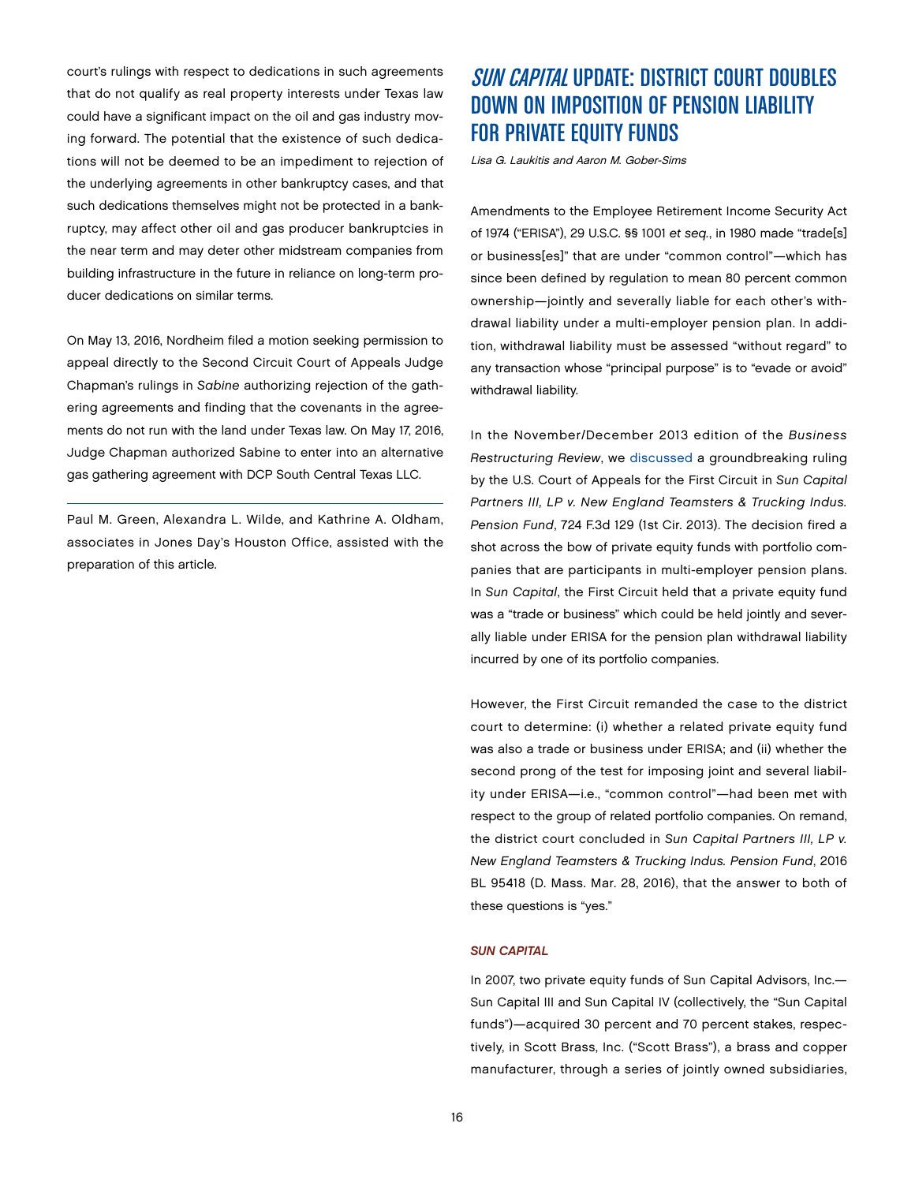court's rulings with respect to dedications in such agreements that do not qualify as real property interests under Texas law could have a significant impact on the oil and gas industry moving forward. The potential that the existence of such dedications will not be deemed to be an impediment to rejection of the underlying agreements in other bankruptcy cases, and that such dedications themselves might not be protected in a bankruptcy, may affect other oil and gas producer bankruptcies in the near term and may deter other midstream companies from building infrastructure in the future in reliance on long-term producer dedications on similar terms.

On May 13, 2016, Nordheim filed a motion seeking permission to appeal directly to the Second Circuit Court of Appeals Judge Chapman's rulings in *Sabine* authorizing rejection of the gathering agreements and finding that the covenants in the agreements do not run with the land under Texas law. On May 17, 2016, Judge Chapman authorized Sabine to enter into an alternative gas gathering agreement with DCP South Central Texas LLC.

---

Paul M. Green, Alexandra L. Wilde, and Kathrine A. Oldham, associates in Jones Day's Houston Office, assisted with the preparation of this article.

# *SUN CAPITAL* UPDATE: DISTRICT COURT DOUBLES DOWN ON IMPOSITION OF PENSION LIABILITY FOR PRIVATE EQUITY FUNDS

*Lisa G. Laukitis and Aaron M. Gober-Sims*

Amendments to the Employee Retirement Income Security Act of 1974 ("ERISA"), 29 U.S.C. §§ 1001 *et seq.*, in 1980 made "trade[s] or business[es]" that are under "common control"—which has since been defined by regulation to mean 80 percent common ownership—jointly and severally liable for each other's withdrawal liability under a multi-employer pension plan. In addition, withdrawal liability must be assessed "without regard" to any transaction whose "principal purpose" is to "evade or avoid" withdrawal liability.

In the November/December 2013 edition of the *Business Restructuring Review*, we discussed a groundbreaking ruling by the U.S. Court of Appeals for the First Circuit in *Sun Capital Partners III, LP v. New England Teamsters & Trucking Indus. Pension Fund*, 724 F.3d 129 (1st Cir. 2013). The decision fired a shot across the bow of private equity funds with portfolio companies that are participants in multi-employer pension plans. In *Sun Capital*, the First Circuit held that a private equity fund was a "trade or business" which could be held jointly and severally liable under ERISA for the pension plan withdrawal liability incurred by one of its portfolio companies.

However, the First Circuit remanded the case to the district court to determine: (i) whether a related private equity fund was also a trade or business under ERISA; and (ii) whether the second prong of the test for imposing joint and several liability under ERISA—i.e., "common control"—had been met with respect to the group of related portfolio companies. On remand, the district court concluded in *Sun Capital Partners III, LP v. New England Teamsters & Trucking Indus. Pension Fund*, 2016 BL 95418 (D. Mass. Mar. 28, 2016), that the answer to both of these questions is "yes."

### *SUN CAPITAL*

In 2007, two private equity funds of Sun Capital Advisors, Inc.—Sun Capital III and Sun Capital IV (collectively, the "Sun Capital funds")—acquired 30 percent and 70 percent stakes, respectively, in Scott Brass, Inc. ("Scott Brass"), a brass and copper manufacturer, through a series of jointly owned subsidiaries,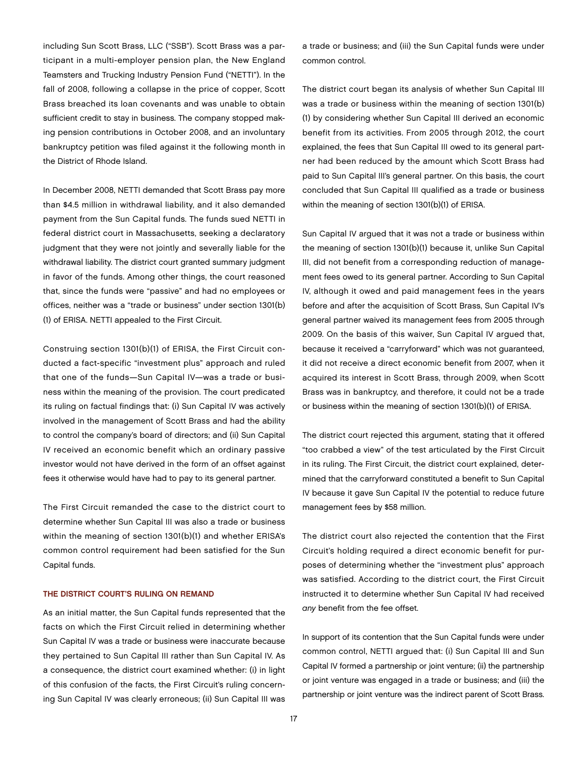including Sun Scott Brass, LLC ("SSB"). Scott Brass was a participant in a multi-employer pension plan, the New England Teamsters and Trucking Industry Pension Fund ("NETTI"). In the fall of 2008, following a collapse in the price of copper, Scott Brass breached its loan covenants and was unable to obtain sufficient credit to stay in business. The company stopped making pension contributions in October 2008, and an involuntary bankruptcy petition was filed against it the following month in the District of Rhode Island.

In December 2008, NETTI demanded that Scott Brass pay more than $4.5 million in withdrawal liability, and it also demanded payment from the Sun Capital funds. The funds sued NETTI in federal district court in Massachusetts, seeking a declaratory judgment that they were not jointly and severally liable for the withdrawal liability. The district court granted summary judgment in favor of the funds. Among other things, the court reasoned that, since the funds were "passive" and had no employees or offices, neither was a "trade or business" under section 1301(b)(1) of ERISA. NETTI appealed to the First Circuit.

Construing section 1301(b)(1) of ERISA, the First Circuit conducted a fact-specific "investment plus" approach and ruled that one of the funds—Sun Capital IV—was a trade or business within the meaning of the provision. The court predicated its ruling on factual findings that: (i) Sun Capital IV was actively involved in the management of Scott Brass and had the ability to control the company's board of directors; and (ii) Sun Capital IV received an economic benefit which an ordinary passive investor would not have derived in the form of an offset against fees it otherwise would have had to pay to its general partner.

The First Circuit remanded the case to the district court to determine whether Sun Capital III was also a trade or business within the meaning of section 1301(b)(1) and whether ERISA's common control requirement had been satisfied for the Sun Capital funds.

### THE DISTRICT COURT'S RULING ON REMAND

As an initial matter, the Sun Capital funds represented that the facts on which the First Circuit relied in determining whether Sun Capital IV was a trade or business were inaccurate because they pertained to Sun Capital III rather than Sun Capital IV. As a consequence, the district court examined whether: (i) in light of this confusion of the facts, the First Circuit's ruling concerning Sun Capital IV was clearly erroneous; (ii) Sun Capital III was a trade or business; and (iii) the Sun Capital funds were under common control.

The district court began its analysis of whether Sun Capital III was a trade or business within the meaning of section 1301(b)(1) by considering whether Sun Capital III derived an economic benefit from its activities. From 2005 through 2012, the court explained, the fees that Sun Capital III owed to its general partner had been reduced by the amount which Scott Brass had paid to Sun Capital III's general partner. On this basis, the court concluded that Sun Capital III qualified as a trade or business within the meaning of section 1301(b)(1) of ERISA.

Sun Capital IV argued that it was not a trade or business within the meaning of section 1301(b)(1) because it, unlike Sun Capital III, did not benefit from a corresponding reduction of management fees owed to its general partner. According to Sun Capital IV, although it owed and paid management fees in the years before and after the acquisition of Scott Brass, Sun Capital IV's general partner waived its management fees from 2005 through 2009. On the basis of this waiver, Sun Capital IV argued that, because it received a "carryforward" which was not guaranteed, it did not receive a direct economic benefit from 2007, when it acquired its interest in Scott Brass, through 2009, when Scott Brass was in bankruptcy, and therefore, it could not be a trade or business within the meaning of section 1301(b)(1) of ERISA.

The district court rejected this argument, stating that it offered "too crabbed a view" of the test articulated by the First Circuit in its ruling. The First Circuit, the district court explained, determined that the carryforward constituted a benefit to Sun Capital IV because it gave Sun Capital IV the potential to reduce future management fees by $58 million.

The district court also rejected the contention that the First Circuit's holding required a direct economic benefit for purposes of determining whether the "investment plus" approach was satisfied. According to the district court, the First Circuit instructed it to determine whether Sun Capital IV had received *any* benefit from the fee offset.

In support of its contention that the Sun Capital funds were under common control, NETTI argued that: (i) Sun Capital III and Sun Capital IV formed a partnership or joint venture; (ii) the partnership or joint venture was engaged in a trade or business; and (iii) the partnership or joint venture was the indirect parent of Scott Brass.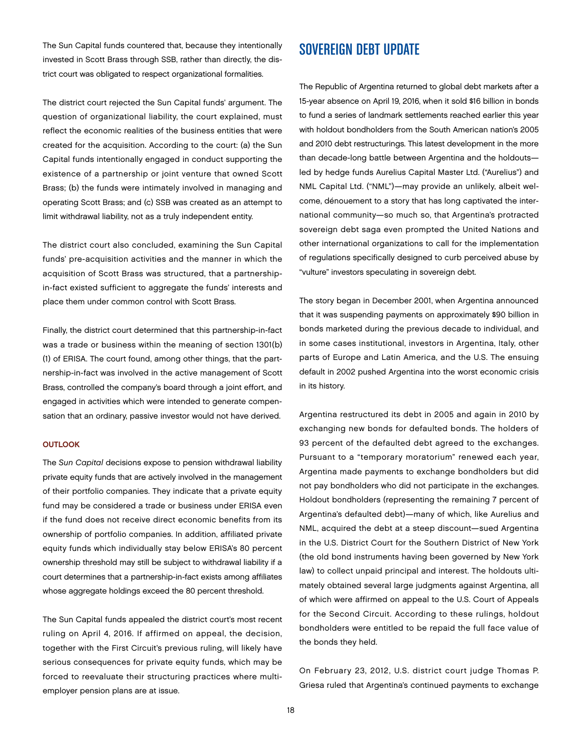The Sun Capital funds countered that, because they intentionally invested in Scott Brass through SSB, rather than directly, the district court was obligated to respect organizational formalities.

The district court rejected the Sun Capital funds' argument. The question of organizational liability, the court explained, must reflect the economic realities of the business entities that were created for the acquisition. According to the court: (a) the Sun Capital funds intentionally engaged in conduct supporting the existence of a partnership or joint venture that owned Scott Brass; (b) the funds were intimately involved in managing and operating Scott Brass; and (c) SSB was created as an attempt to limit withdrawal liability, not as a truly independent entity.

The district court also concluded, examining the Sun Capital funds' pre-acquisition activities and the manner in which the acquisition of Scott Brass was structured, that a partnership-in-fact existed sufficient to aggregate the funds' interests and place them under common control with Scott Brass.

Finally, the district court determined that this partnership-in-fact was a trade or business within the meaning of section 1301(b)(1) of ERISA. The court found, among other things, that the partnership-in-fact was involved in the active management of Scott Brass, controlled the company's board through a joint effort, and engaged in activities which were intended to generate compensation that an ordinary, passive investor would not have derived.

#### OUTLOOK

The *Sun Capital* decisions expose to pension withdrawal liability private equity funds that are actively involved in the management of their portfolio companies. They indicate that a private equity fund may be considered a trade or business under ERISA even if the fund does not receive direct economic benefits from its ownership of portfolio companies. In addition, affiliated private equity funds which individually stay below ERISA's 80 percent ownership threshold may still be subject to withdrawal liability if a court determines that a partnership-in-fact exists among affiliates whose aggregate holdings exceed the 80 percent threshold.

The Sun Capital funds appealed the district court's most recent ruling on April 4, 2016. If affirmed on appeal, the decision, together with the First Circuit's previous ruling, will likely have serious consequences for private equity funds, which may be forced to reevaluate their structuring practices where multiemployer pension plans are at issue.

## SOVEREIGN DEBT UPDATE

The Republic of Argentina returned to global debt markets after a 15-year absence on April 19, 2016, when it sold $16 billion in bonds to fund a series of landmark settlements reached earlier this year with holdout bondholders from the South American nation's 2005 and 2010 debt restructurings. This latest development in the more than decade-long battle between Argentina and the holdouts—led by hedge funds Aurelius Capital Master Ltd. ("Aurelius") and NML Capital Ltd. ("NML")—may provide an unlikely, albeit welcome, dénouement to a story that has long captivated the international community—so much so, that Argentina's protracted sovereign debt saga even prompted the United Nations and other international organizations to call for the implementation of regulations specifically designed to curb perceived abuse by "vulture" investors speculating in sovereign debt.

The story began in December 2001, when Argentina announced that it was suspending payments on approximately $90 billion in bonds marketed during the previous decade to individual, and in some cases institutional, investors in Argentina, Italy, other parts of Europe and Latin America, and the U.S. The ensuing default in 2002 pushed Argentina into the worst economic crisis in its history.

Argentina restructured its debt in 2005 and again in 2010 by exchanging new bonds for defaulted bonds. The holders of 93 percent of the defaulted debt agreed to the exchanges. Pursuant to a "temporary moratorium" renewed each year, Argentina made payments to exchange bondholders but did not pay bondholders who did not participate in the exchanges. Holdout bondholders (representing the remaining 7 percent of Argentina's defaulted debt)—many of which, like Aurelius and NML, acquired the debt at a steep discount—sued Argentina in the U.S. District Court for the Southern District of New York (the old bond instruments having been governed by New York law) to collect unpaid principal and interest. The holdouts ultimately obtained several large judgments against Argentina, all of which were affirmed on appeal to the U.S. Court of Appeals for the Second Circuit. According to these rulings, holdout bondholders were entitled to be repaid the full face value of the bonds they held.

On February 23, 2012, U.S. district court judge Thomas P. Griesa ruled that Argentina's continued payments to exchange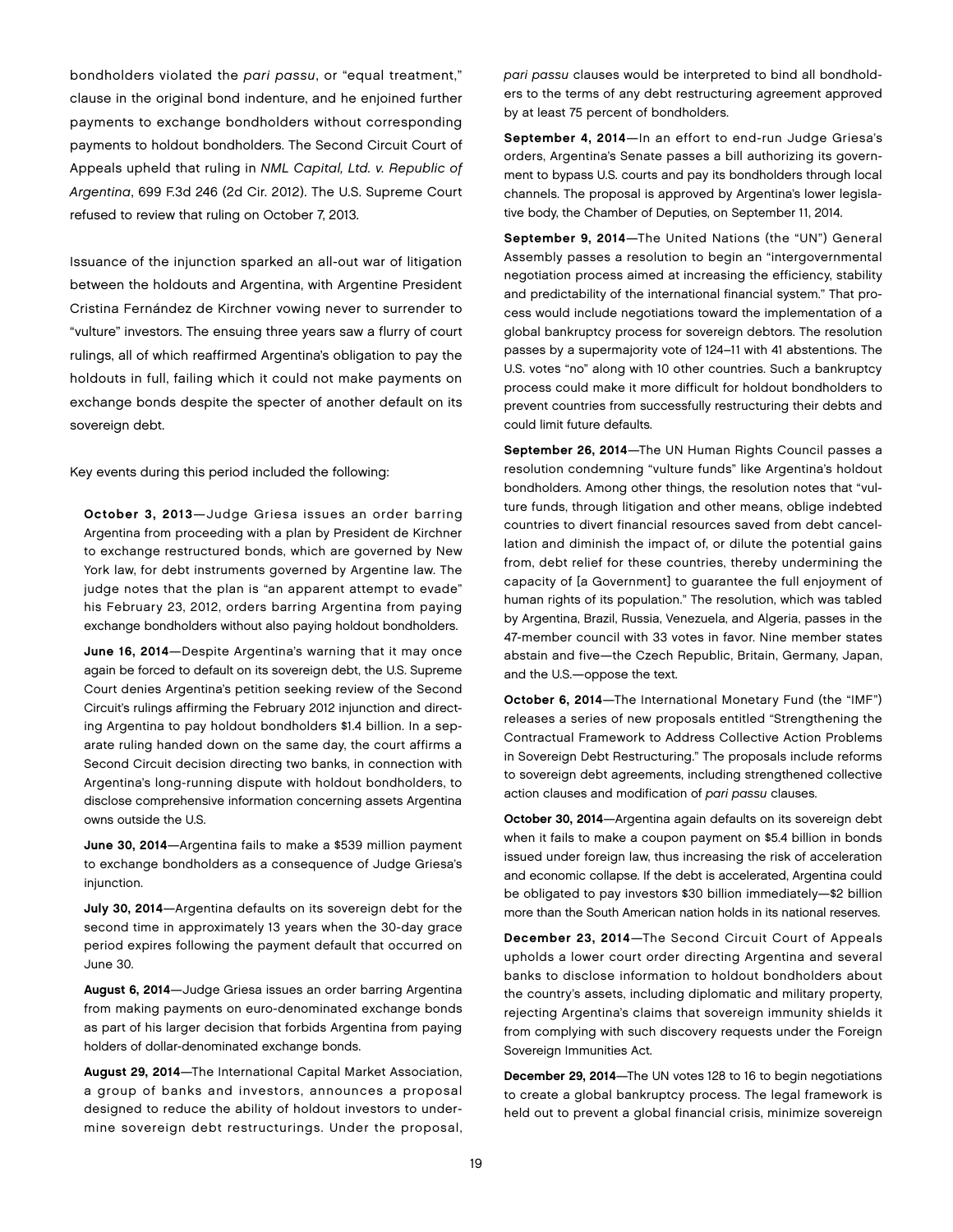bondholders violated the *pari passu*, or "equal treatment," clause in the original bond indenture, and he enjoined further payments to exchange bondholders without corresponding payments to holdout bondholders. The Second Circuit Court of Appeals upheld that ruling in *NML Capital, Ltd. v. Republic of Argentina*, 699 F.3d 246 (2d Cir. 2012). The U.S. Supreme Court refused to review that ruling on October 7, 2013.

Issuance of the injunction sparked an all-out war of litigation between the holdouts and Argentina, with Argentine President Cristina Fernández de Kirchner vowing never to surrender to "vulture" investors. The ensuing three years saw a flurry of court rulings, all of which reaffirmed Argentina's obligation to pay the holdouts in full, failing which it could not make payments on exchange bonds despite the specter of another default on its sovereign debt.

Key events during this period included the following:

**October 3, 2013**—Judge Griesa issues an order barring Argentina from proceeding with a plan by President de Kirchner to exchange restructured bonds, which are governed by New York law, for debt instruments governed by Argentine law. The judge notes that the plan is "an apparent attempt to evade" his February 23, 2012, orders barring Argentina from paying exchange bondholders without also paying holdout bondholders.

**June 16, 2014**—Despite Argentina's warning that it may once again be forced to default on its sovereign debt, the U.S. Supreme Court denies Argentina's petition seeking review of the Second Circuit's rulings affirming the February 2012 injunction and directing Argentina to pay holdout bondholders $1.4 billion. In a separate ruling handed down on the same day, the court affirms a Second Circuit decision directing two banks, in connection with Argentina's long-running dispute with holdout bondholders, to disclose comprehensive information concerning assets Argentina owns outside the U.S.

**June 30, 2014**—Argentina fails to make a $539 million payment to exchange bondholders as a consequence of Judge Griesa's injunction.

**July 30, 2014**—Argentina defaults on its sovereign debt for the second time in approximately 13 years when the 30-day grace period expires following the payment default that occurred on June 30.

**August 6, 2014**—Judge Griesa issues an order barring Argentina from making payments on euro-denominated exchange bonds as part of his larger decision that forbids Argentina from paying holders of dollar-denominated exchange bonds.

**August 29, 2014**—The International Capital Market Association, a group of banks and investors, announces a proposal designed to reduce the ability of holdout investors to undermine sovereign debt restructurings. Under the proposal, *pari passu* clauses would be interpreted to bind all bondholders to the terms of any debt restructuring agreement approved by at least 75 percent of bondholders.

**September 4, 2014**—In an effort to end-run Judge Griesa's orders, Argentina's Senate passes a bill authorizing its government to bypass U.S. courts and pay its bondholders through local channels. The proposal is approved by Argentina's lower legislative body, the Chamber of Deputies, on September 11, 2014.

**September 9, 2014**—The United Nations (the "UN") General Assembly passes a resolution to begin an "intergovernmental negotiation process aimed at increasing the efficiency, stability and predictability of the international financial system." That process would include negotiations toward the implementation of a global bankruptcy process for sovereign debtors. The resolution passes by a supermajority vote of 124–11 with 41 abstentions. The U.S. votes "no" along with 10 other countries. Such a bankruptcy process could make it more difficult for holdout bondholders to prevent countries from successfully restructuring their debts and could limit future defaults.

**September 26, 2014**—The UN Human Rights Council passes a resolution condemning "vulture funds" like Argentina's holdout bondholders. Among other things, the resolution notes that "vulture funds, through litigation and other means, oblige indebted countries to divert financial resources saved from debt cancellation and diminish the impact of, or dilute the potential gains from, debt relief for these countries, thereby undermining the capacity of [a Government] to guarantee the full enjoyment of human rights of its population." The resolution, which was tabled by Argentina, Brazil, Russia, Venezuela, and Algeria, passes in the 47-member council with 33 votes in favor. Nine member states abstain and five—the Czech Republic, Britain, Germany, Japan, and the U.S.—oppose the text.

**October 6, 2014**—The International Monetary Fund (the "IMF") releases a series of new proposals entitled "Strengthening the Contractual Framework to Address Collective Action Problems in Sovereign Debt Restructuring." The proposals include reforms to sovereign debt agreements, including strengthened collective action clauses and modification of *pari passu* clauses.

**October 30, 2014**—Argentina again defaults on its sovereign debt when it fails to make a coupon payment on $5.4 billion in bonds issued under foreign law, thus increasing the risk of acceleration and economic collapse. If the debt is accelerated, Argentina could be obligated to pay investors $30 billion immediately—$2 billion more than the South American nation holds in its national reserves.

**December 23, 2014**—The Second Circuit Court of Appeals upholds a lower court order directing Argentina and several banks to disclose information to holdout bondholders about the country's assets, including diplomatic and military property, rejecting Argentina's claims that sovereign immunity shields it from complying with such discovery requests under the Foreign Sovereign Immunities Act.

**December 29, 2014**—The UN votes 128 to 16 to begin negotiations to create a global bankruptcy process. The legal framework is held out to prevent a global financial crisis, minimize sovereign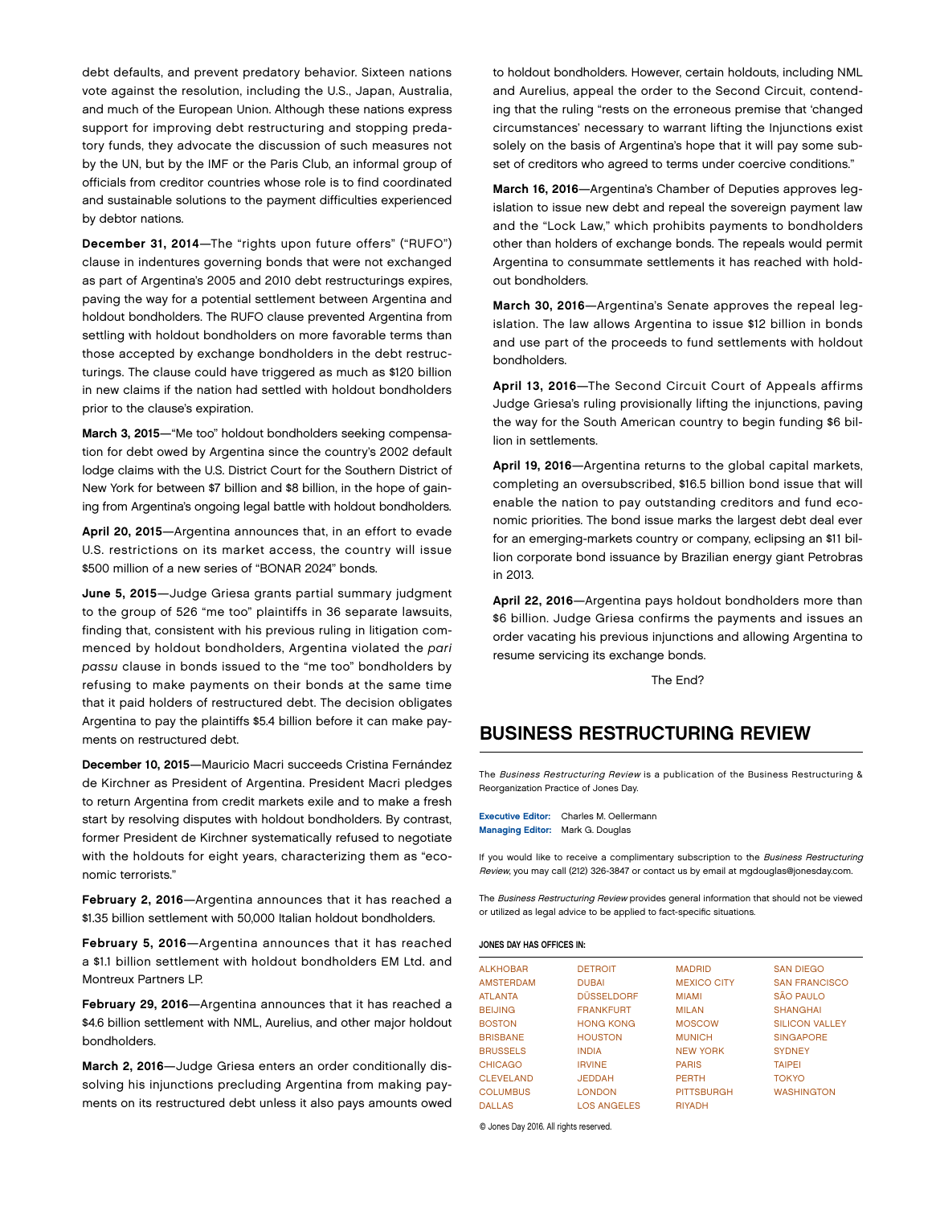debt defaults, and prevent predatory behavior. Sixteen nations vote against the resolution, including the U.S., Japan, Australia, and much of the European Union. Although these nations express support for improving debt restructuring and stopping predatory funds, they advocate the discussion of such measures not by the UN, but by the IMF or the Paris Club, an informal group of officials from creditor countries whose role is to find coordinated and sustainable solutions to the payment difficulties experienced by debtor nations.

**December 31, 2014**—The "rights upon future offers" ("RUFO") clause in indentures governing bonds that were not exchanged as part of Argentina's 2005 and 2010 debt restructurings expires, paving the way for a potential settlement between Argentina and holdout bondholders. The RUFO clause prevented Argentina from settling with holdout bondholders on more favorable terms than those accepted by exchange bondholders in the debt restructurings. The clause could have triggered as much as $120 billion in new claims if the nation had settled with holdout bondholders prior to the clause's expiration.

**March 3, 2015**—"Me too" holdout bondholders seeking compensation for debt owed by Argentina since the country's 2002 default lodge claims with the U.S. District Court for the Southern District of New York for between $7 billion and $8 billion, in the hope of gaining from Argentina's ongoing legal battle with holdout bondholders.

**April 20, 2015**—Argentina announces that, in an effort to evade U.S. restrictions on its market access, the country will issue $500 million of a new series of "BONAR 2024" bonds.

**June 5, 2015**—Judge Griesa grants partial summary judgment to the group of 526 "me too" plaintiffs in 36 separate lawsuits, finding that, consistent with his previous ruling in litigation commenced by holdout bondholders, Argentina violated the *pari passu* clause in bonds issued to the "me too" bondholders by refusing to make payments on their bonds at the same time that it paid holders of restructured debt. The decision obligates Argentina to pay the plaintiffs $5.4 billion before it can make payments on restructured debt.

**December 10, 2015**—Mauricio Macri succeeds Cristina Fernández de Kirchner as President of Argentina. President Macri pledges to return Argentina from credit markets exile and to make a fresh start by resolving disputes with holdout bondholders. By contrast, former President de Kirchner systematically refused to negotiate with the holdouts for eight years, characterizing them as "economic terrorists."

**February 2, 2016**—Argentina announces that it has reached a $1.35 billion settlement with 50,000 Italian holdout bondholders.

**February 5, 2016**—Argentina announces that it has reached a $1.1 billion settlement with holdout bondholders EM Ltd. and Montreux Partners LP.

**February 29, 2016**—Argentina announces that it has reached a $4.6 billion settlement with NML, Aurelius, and other major holdout bondholders.

**March 2, 2016**—Judge Griesa enters an order conditionally dissolving his injunctions precluding Argentina from making payments on its restructured debt unless it also pays amounts owed to holdout bondholders. However, certain holdouts, including NML and Aurelius, appeal the order to the Second Circuit, contending that the ruling "rests on the erroneous premise that 'changed circumstances' necessary to warrant lifting the Injunctions exist solely on the basis of Argentina's hope that it will pay some subset of creditors who agreed to terms under coercive conditions."

**March 16, 2016**—Argentina's Chamber of Deputies approves legislation to issue new debt and repeal the sovereign payment law and the "Lock Law," which prohibits payments to bondholders other than holders of exchange bonds. The repeals would permit Argentina to consummate settlements it has reached with holdout bondholders.

**March 30, 2016**—Argentina's Senate approves the repeal legislation. The law allows Argentina to issue $12 billion in bonds and use part of the proceeds to fund settlements with holdout bondholders.

**April 13, 2016**—The Second Circuit Court of Appeals affirms Judge Griesa's ruling provisionally lifting the injunctions, paving the way for the South American country to begin funding $6 billion in settlements.

**April 19, 2016**—Argentina returns to the global capital markets, completing an oversubscribed, $16.5 billion bond issue that will enable the nation to pay outstanding creditors and fund economic priorities. The bond issue marks the largest debt deal ever for an emerging-markets country or company, eclipsing an $11 billion corporate bond issuance by Brazilian energy giant Petrobras in 2013.

**April 22, 2016**—Argentina pays holdout bondholders more than $6 billion. Judge Griesa confirms the payments and issues an order vacating his previous injunctions and allowing Argentina to resume servicing its exchange bonds.

The End?

## BUSINESS RESTRUCTURING REVIEW

The *Business Restructuring Review* is a publication of the Business Restructuring & Reorganization Practice of Jones Day.

**Executive Editor:** Charles M. Oellermann
**Managing Editor:** Mark G. Douglas

If you would like to receive a complimentary subscription to the *Business Restructuring Review*, you may call (212) 326-3847 or contact us by email at mgdouglas@jonesday.com.

The *Business Restructuring Review* provides general information that should not be viewed or utilized as legal advice to be applied to fact-specific situations.

**JONES DAY HAS OFFICES IN:**

| | | | |
|---|---|---|---|
| ALKHOBAR | DETROIT | MADRID | SAN DIEGO |
| AMSTERDAM | DUBAI | MEXICO CITY | SAN FRANCISCO |
| ATLANTA | DÜSSELDORF | MIAMI | SÃO PAULO |
| BEIJING | FRANKFURT | MILAN | SHANGHAI |
| BOSTON | HONG KONG | MOSCOW | SILICON VALLEY |
| BRISBANE | HOUSTON | MUNICH | SINGAPORE |
| BRUSSELS | INDIA | NEW YORK | SYDNEY |
| CHICAGO | IRVINE | PARIS | TAIPEI |
| CLEVELAND | JEDDAH | PERTH | TOKYO |
| COLUMBUS | LONDON | PITTSBURGH | WASHINGTON |
| DALLAS | LOS ANGELES | RIYADH | |

© Jones Day 2016. All rights reserved.